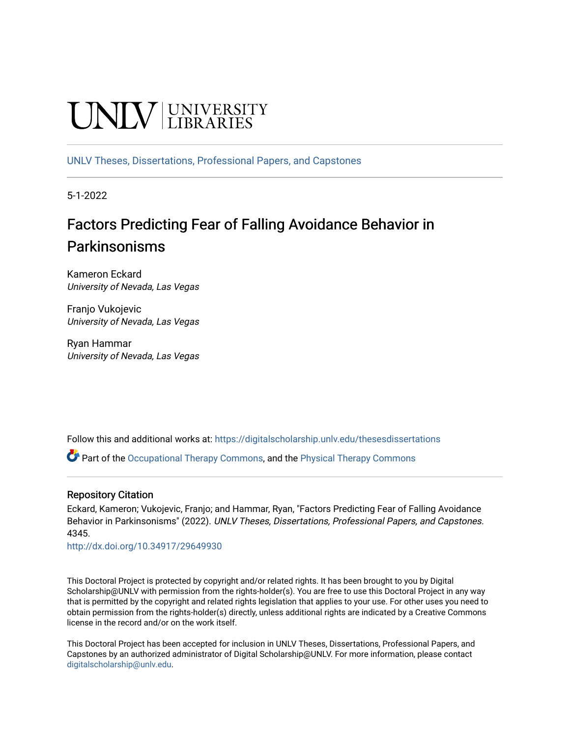UNLV | UNIVERSITY LIBRARIES

UNLV Theses, Dissertations, Professional Papers, and Capstones

5-1-2022

# Factors Predicting Fear of Falling Avoidance Behavior in Parkinsonisms

Kameron Eckard
*University of Nevada, Las Vegas*

Franjo Vukojevic
*University of Nevada, Las Vegas*

Ryan Hammar
*University of Nevada, Las Vegas*

Follow this and additional works at: https://digitalscholarship.unlv.edu/thesesdissertations

Part of the Occupational Therapy Commons, and the Physical Therapy Commons

## Repository Citation

Eckard, Kameron; Vukojevic, Franjo; and Hammar, Ryan, "Factors Predicting Fear of Falling Avoidance Behavior in Parkinsonisms" (2022). *UNLV Theses, Dissertations, Professional Papers, and Capstones*. 4345.
http://dx.doi.org/10.34917/29649930

This Doctoral Project is protected by copyright and/or related rights. It has been brought to you by Digital Scholarship@UNLV with permission from the rights-holder(s). You are free to use this Doctoral Project in any way that is permitted by the copyright and related rights legislation that applies to your use. For other uses you need to obtain permission from the rights-holder(s) directly, unless additional rights are indicated by a Creative Commons license in the record and/or on the work itself.

This Doctoral Project has been accepted for inclusion in UNLV Theses, Dissertations, Professional Papers, and Capstones by an authorized administrator of Digital Scholarship@UNLV. For more information, please contact digitalscholarship@unlv.edu.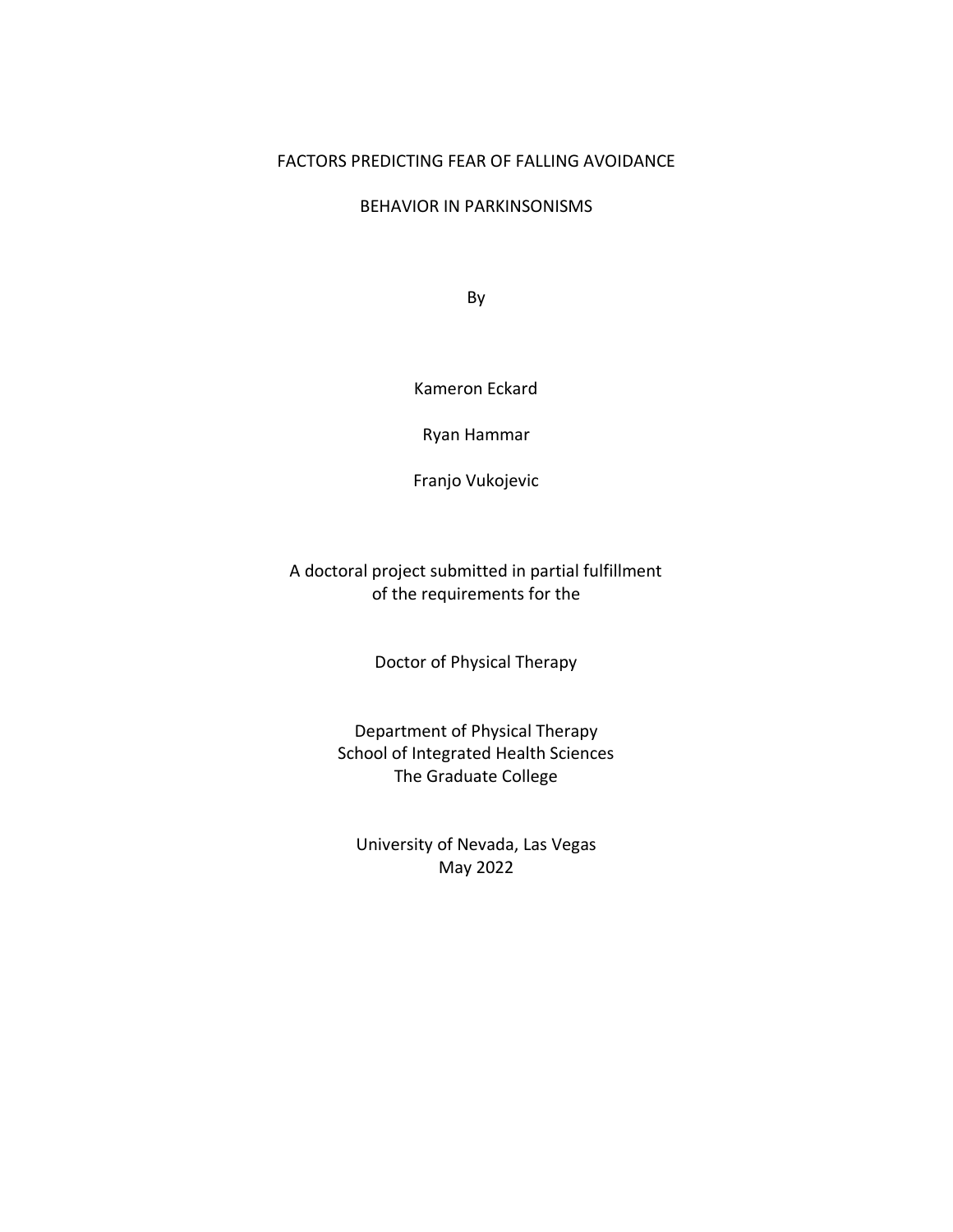# FACTORS PREDICTING FEAR OF FALLING AVOIDANCE

# BEHAVIOR IN PARKINSONISMS

By

Kameron Eckard

Ryan Hammar

Franjo Vukojevic

A doctoral project submitted in partial fulfillment of the requirements for the

Doctor of Physical Therapy

Department of Physical Therapy
School of Integrated Health Sciences
The Graduate College

University of Nevada, Las Vegas
May 2022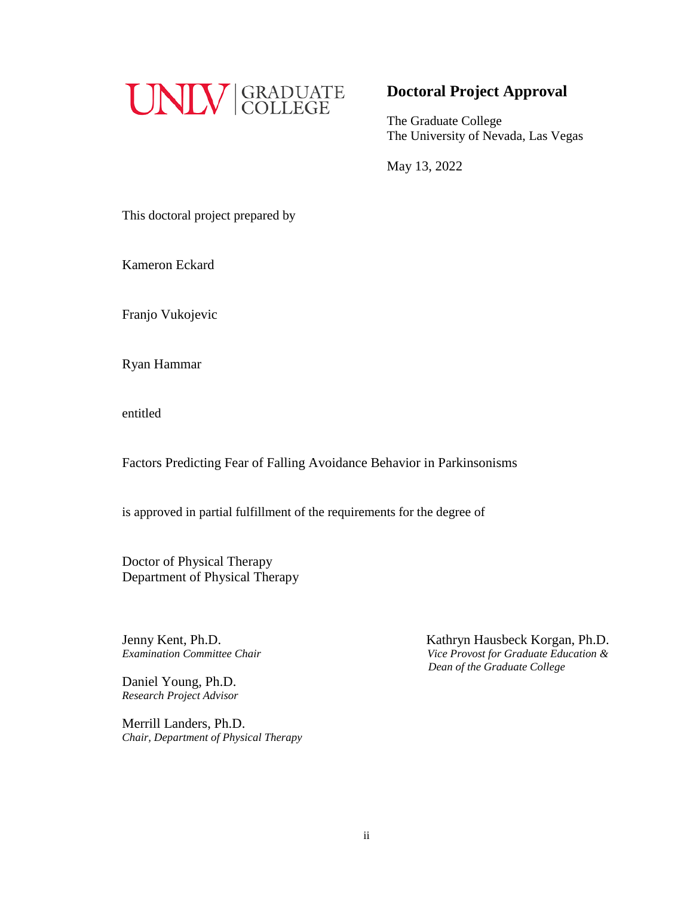UNLV | GRADUATE COLLEGE

## Doctoral Project Approval

The Graduate College
The University of Nevada, Las Vegas

May 13, 2022

This doctoral project prepared by

Kameron Eckard

Franjo Vukojevic

Ryan Hammar

entitled

Factors Predicting Fear of Falling Avoidance Behavior in Parkinsonisms

is approved in partial fulfillment of the requirements for the degree of

Doctor of Physical Therapy
Department of Physical Therapy

Jenny Kent, Ph.D.
*Examination Committee Chair*

Daniel Young, Ph.D.
*Research Project Advisor*

Merrill Landers, Ph.D.
*Chair, Department of Physical Therapy*

Kathryn Hausbeck Korgan, Ph.D.
*Vice Provost for Graduate Education &*
*Dean of the Graduate College*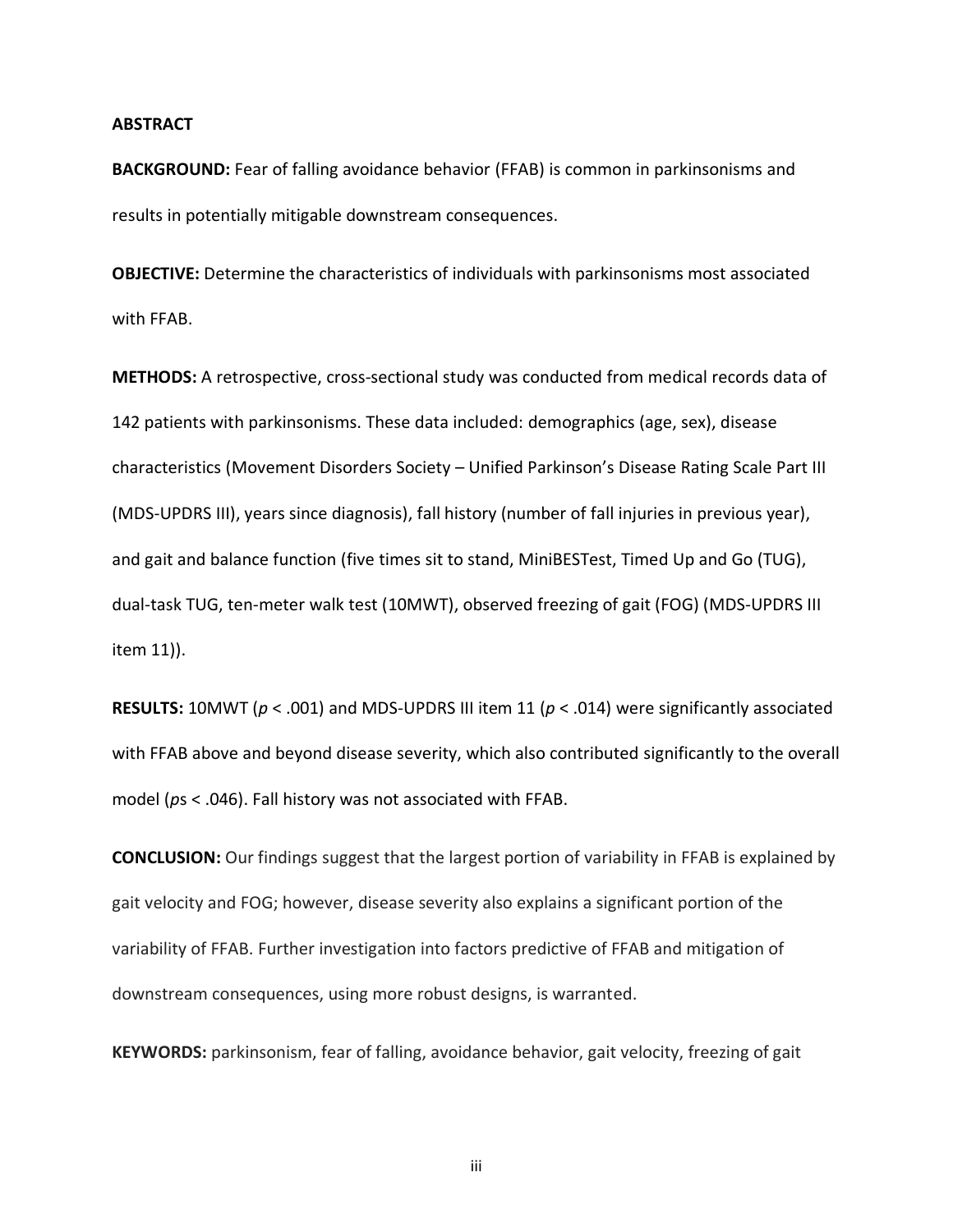## ABSTRACT

**BACKGROUND:** Fear of falling avoidance behavior (FFAB) is common in parkinsonisms and results in potentially mitigable downstream consequences.

**OBJECTIVE:** Determine the characteristics of individuals with parkinsonisms most associated with FFAB.

**METHODS:** A retrospective, cross-sectional study was conducted from medical records data of 142 patients with parkinsonisms. These data included: demographics (age, sex), disease characteristics (Movement Disorders Society – Unified Parkinson's Disease Rating Scale Part III (MDS-UPDRS III), years since diagnosis), fall history (number of fall injuries in previous year), and gait and balance function (five times sit to stand, MiniBESTest, Timed Up and Go (TUG), dual-task TUG, ten-meter walk test (10MWT), observed freezing of gait (FOG) (MDS-UPDRS III item 11)).

**RESULTS:** 10MWT ($p < .001$) and MDS-UPDRS III item 11 ($p < .014$) were significantly associated with FFAB above and beyond disease severity, which also contributed significantly to the overall model ($p$s $< .046$). Fall history was not associated with FFAB.

**CONCLUSION:** Our findings suggest that the largest portion of variability in FFAB is explained by gait velocity and FOG; however, disease severity also explains a significant portion of the variability of FFAB. Further investigation into factors predictive of FFAB and mitigation of downstream consequences, using more robust designs, is warranted.

**KEYWORDS:** parkinsonism, fear of falling, avoidance behavior, gait velocity, freezing of gait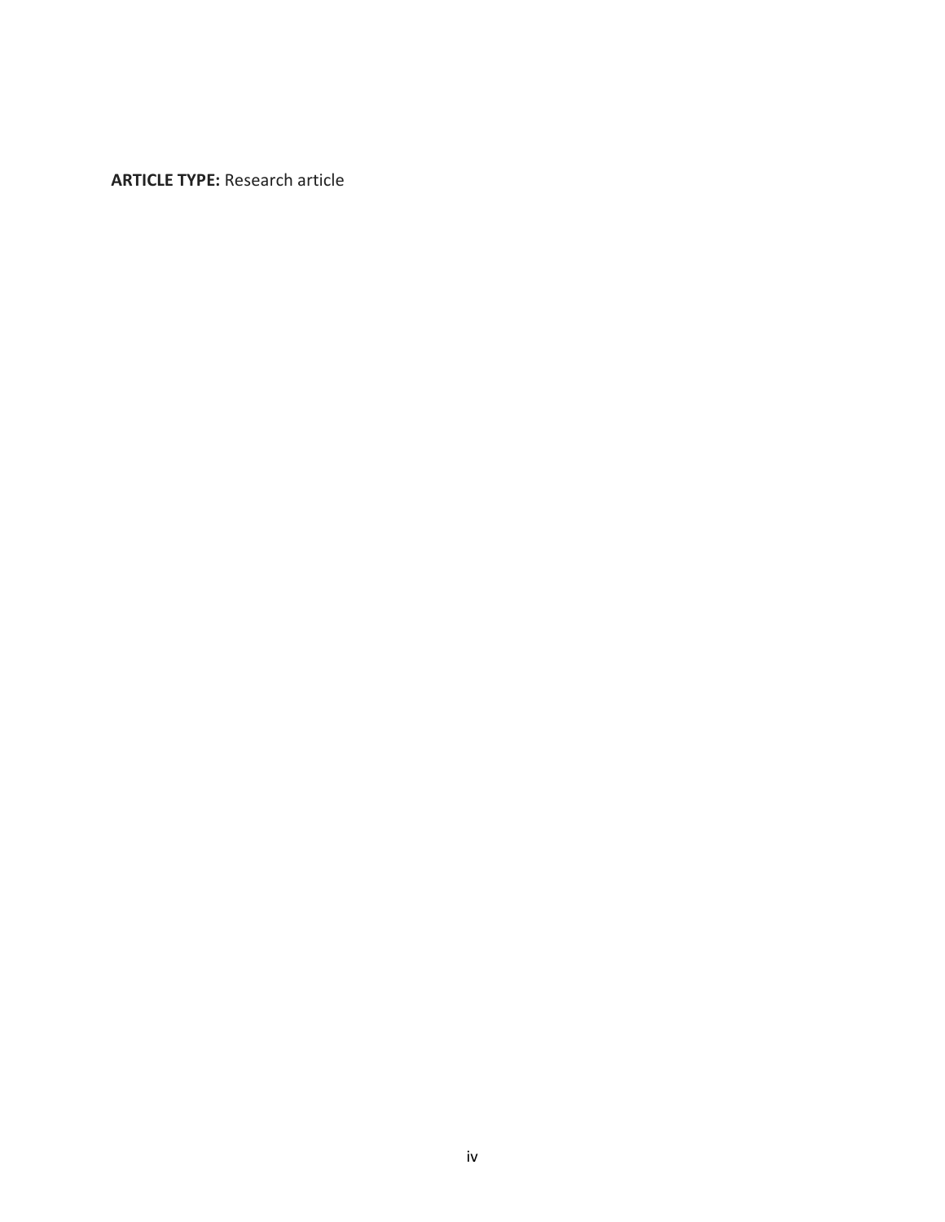**ARTICLE TYPE:** Research article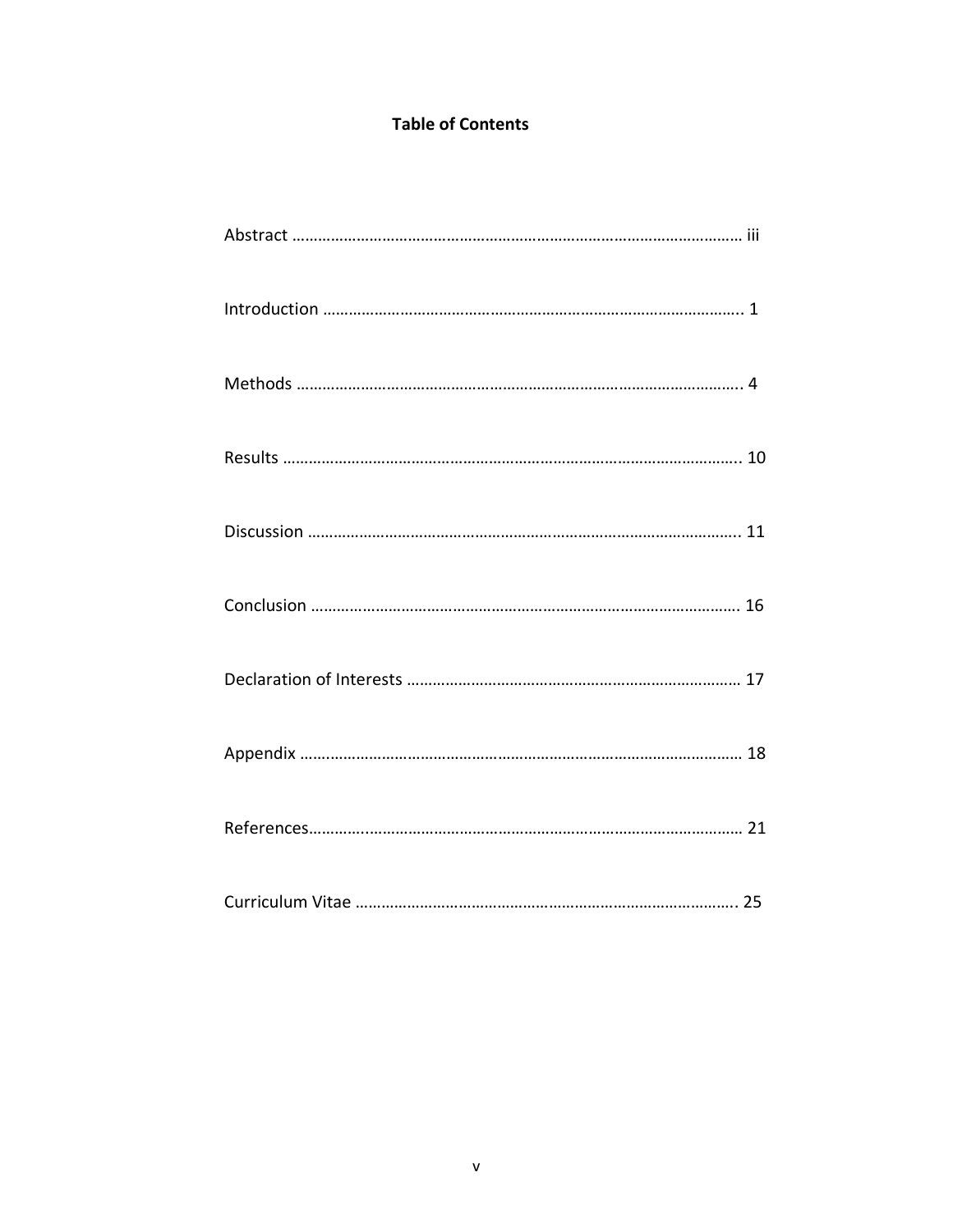## Table of Contents

Abstract ………………………………………………………………………………………………… iii

Introduction ……………………………………………………………………………………….. 1

Methods …………………………………………………………………………………………….. 4

Results ……………………………………………………………………………………………….. 10

Discussion ………………………………………………………………………………………….. 11

Conclusion ………………………………………………………………………………………… 16

Declaration of Interests …………………………………………………………………… 17

Appendix …………………………………………………………………………………………… 18

References………………………………………………………………………………………… 21

Curriculum Vitae …………………………………………………………………………….. 25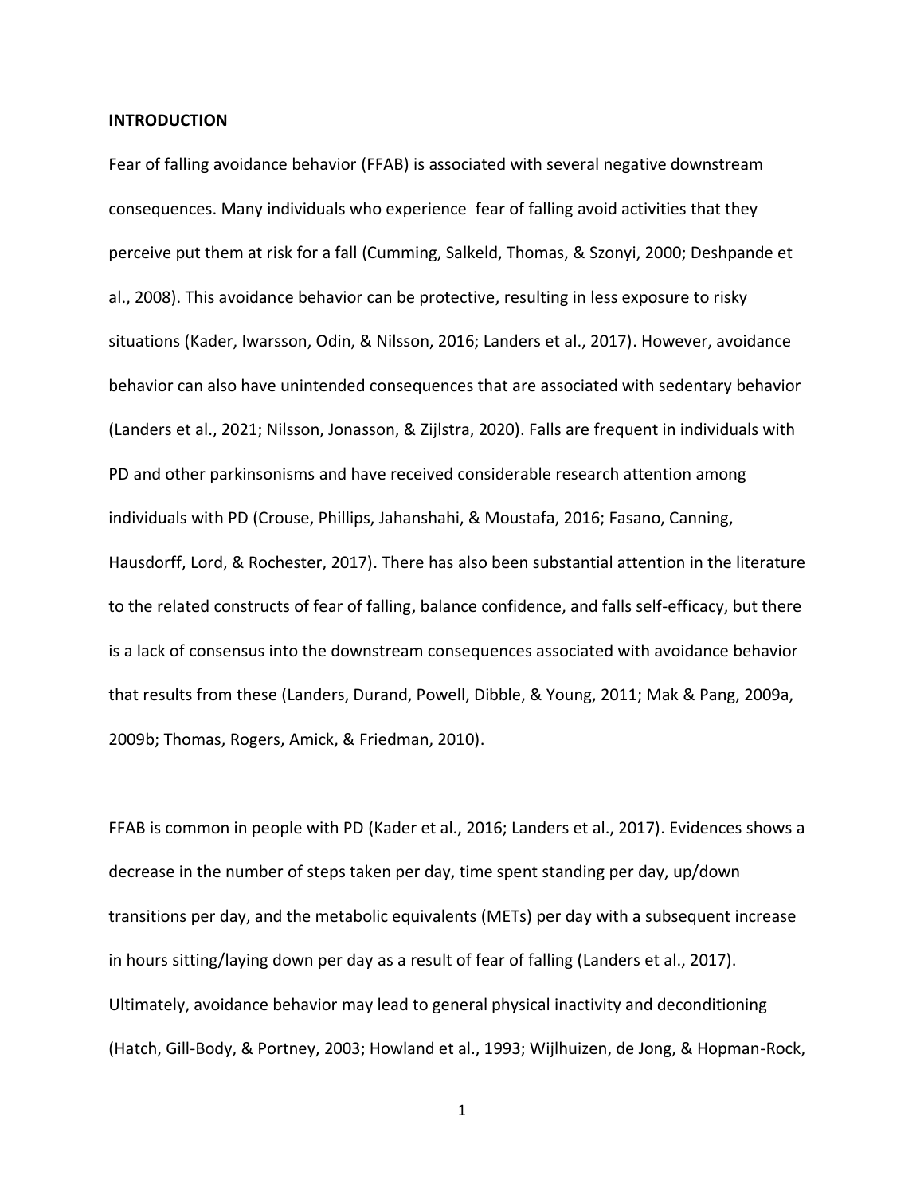**INTRODUCTION**

Fear of falling avoidance behavior (FFAB) is associated with several negative downstream consequences. Many individuals who experience fear of falling avoid activities that they perceive put them at risk for a fall (Cumming, Salkeld, Thomas, & Szonyi, 2000; Deshpande et al., 2008). This avoidance behavior can be protective, resulting in less exposure to risky situations (Kader, Iwarsson, Odin, & Nilsson, 2016; Landers et al., 2017). However, avoidance behavior can also have unintended consequences that are associated with sedentary behavior (Landers et al., 2021; Nilsson, Jonasson, & Zijlstra, 2020). Falls are frequent in individuals with PD and other parkinsonisms and have received considerable research attention among individuals with PD (Crouse, Phillips, Jahanshahi, & Moustafa, 2016; Fasano, Canning, Hausdorff, Lord, & Rochester, 2017). There has also been substantial attention in the literature to the related constructs of fear of falling, balance confidence, and falls self-efficacy, but there is a lack of consensus into the downstream consequences associated with avoidance behavior that results from these (Landers, Durand, Powell, Dibble, & Young, 2011; Mak & Pang, 2009a, 2009b; Thomas, Rogers, Amick, & Friedman, 2010).

FFAB is common in people with PD (Kader et al., 2016; Landers et al., 2017). Evidences shows a decrease in the number of steps taken per day, time spent standing per day, up/down transitions per day, and the metabolic equivalents (METs) per day with a subsequent increase in hours sitting/laying down per day as a result of fear of falling (Landers et al., 2017). Ultimately, avoidance behavior may lead to general physical inactivity and deconditioning (Hatch, Gill-Body, & Portney, 2003; Howland et al., 1993; Wijlhuizen, de Jong, & Hopman-Rock,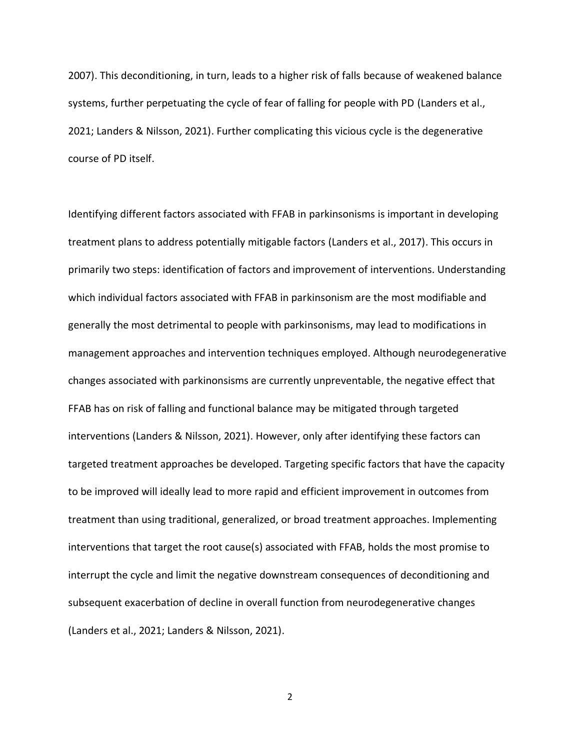2007). This deconditioning, in turn, leads to a higher risk of falls because of weakened balance systems, further perpetuating the cycle of fear of falling for people with PD (Landers et al., 2021; Landers & Nilsson, 2021). Further complicating this vicious cycle is the degenerative course of PD itself.

Identifying different factors associated with FFAB in parkinsonisms is important in developing treatment plans to address potentially mitigable factors (Landers et al., 2017). This occurs in primarily two steps: identification of factors and improvement of interventions. Understanding which individual factors associated with FFAB in parkinsonism are the most modifiable and generally the most detrimental to people with parkinsonisms, may lead to modifications in management approaches and intervention techniques employed. Although neurodegenerative changes associated with parkinonsisms are currently unpreventable, the negative effect that FFAB has on risk of falling and functional balance may be mitigated through targeted interventions (Landers & Nilsson, 2021). However, only after identifying these factors can targeted treatment approaches be developed. Targeting specific factors that have the capacity to be improved will ideally lead to more rapid and efficient improvement in outcomes from treatment than using traditional, generalized, or broad treatment approaches. Implementing interventions that target the root cause(s) associated with FFAB, holds the most promise to interrupt the cycle and limit the negative downstream consequences of deconditioning and subsequent exacerbation of decline in overall function from neurodegenerative changes (Landers et al., 2021; Landers & Nilsson, 2021).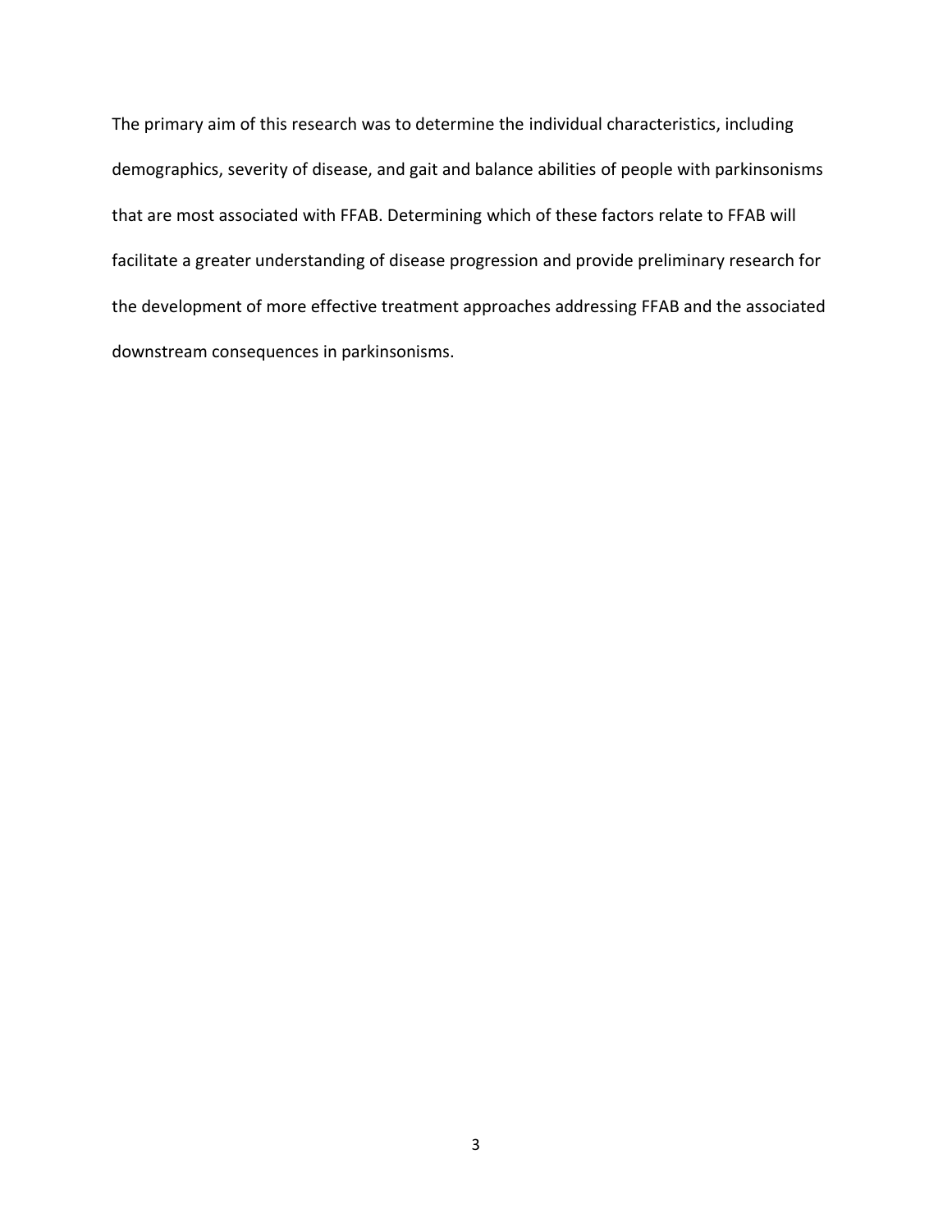The primary aim of this research was to determine the individual characteristics, including demographics, severity of disease, and gait and balance abilities of people with parkinsonisms that are most associated with FFAB. Determining which of these factors relate to FFAB will facilitate a greater understanding of disease progression and provide preliminary research for the development of more effective treatment approaches addressing FFAB and the associated downstream consequences in parkinsonisms.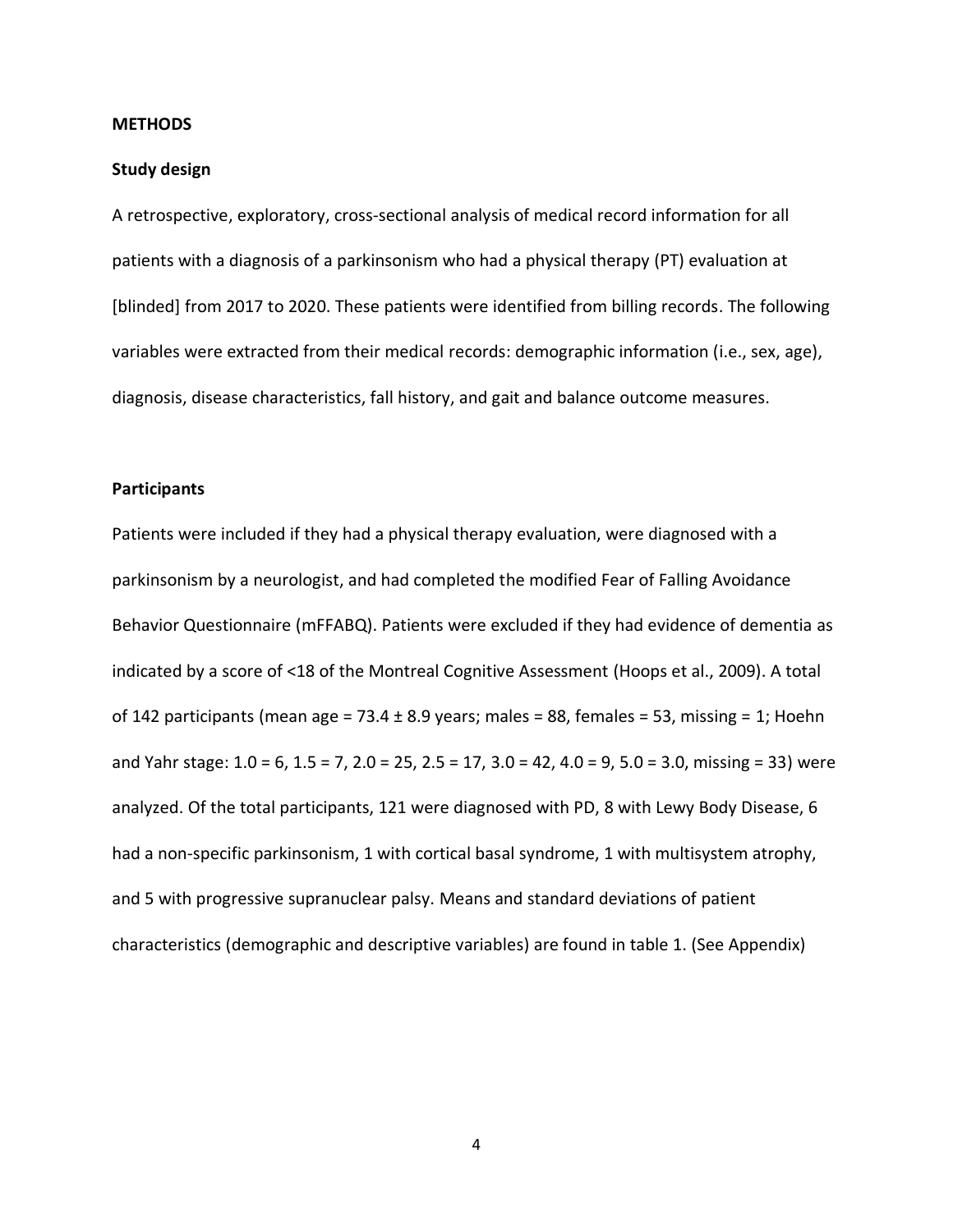## METHODS

### Study design

A retrospective, exploratory, cross-sectional analysis of medical record information for all patients with a diagnosis of a parkinsonism who had a physical therapy (PT) evaluation at [blinded] from 2017 to 2020. These patients were identified from billing records. The following variables were extracted from their medical records: demographic information (i.e., sex, age), diagnosis, disease characteristics, fall history, and gait and balance outcome measures.

### Participants

Patients were included if they had a physical therapy evaluation, were diagnosed with a parkinsonism by a neurologist, and had completed the modified Fear of Falling Avoidance Behavior Questionnaire (mFFABQ). Patients were excluded if they had evidence of dementia as indicated by a score of <18 of the Montreal Cognitive Assessment (Hoops et al., 2009). A total of 142 participants (mean age = 73.4 ± 8.9 years; males = 88, females = 53, missing = 1; Hoehn and Yahr stage: 1.0 = 6, 1.5 = 7, 2.0 = 25, 2.5 = 17, 3.0 = 42, 4.0 = 9, 5.0 = 3.0, missing = 33) were analyzed. Of the total participants, 121 were diagnosed with PD, 8 with Lewy Body Disease, 6 had a non-specific parkinsonism, 1 with cortical basal syndrome, 1 with multisystem atrophy, and 5 with progressive supranuclear palsy. Means and standard deviations of patient characteristics (demographic and descriptive variables) are found in table 1. (See Appendix)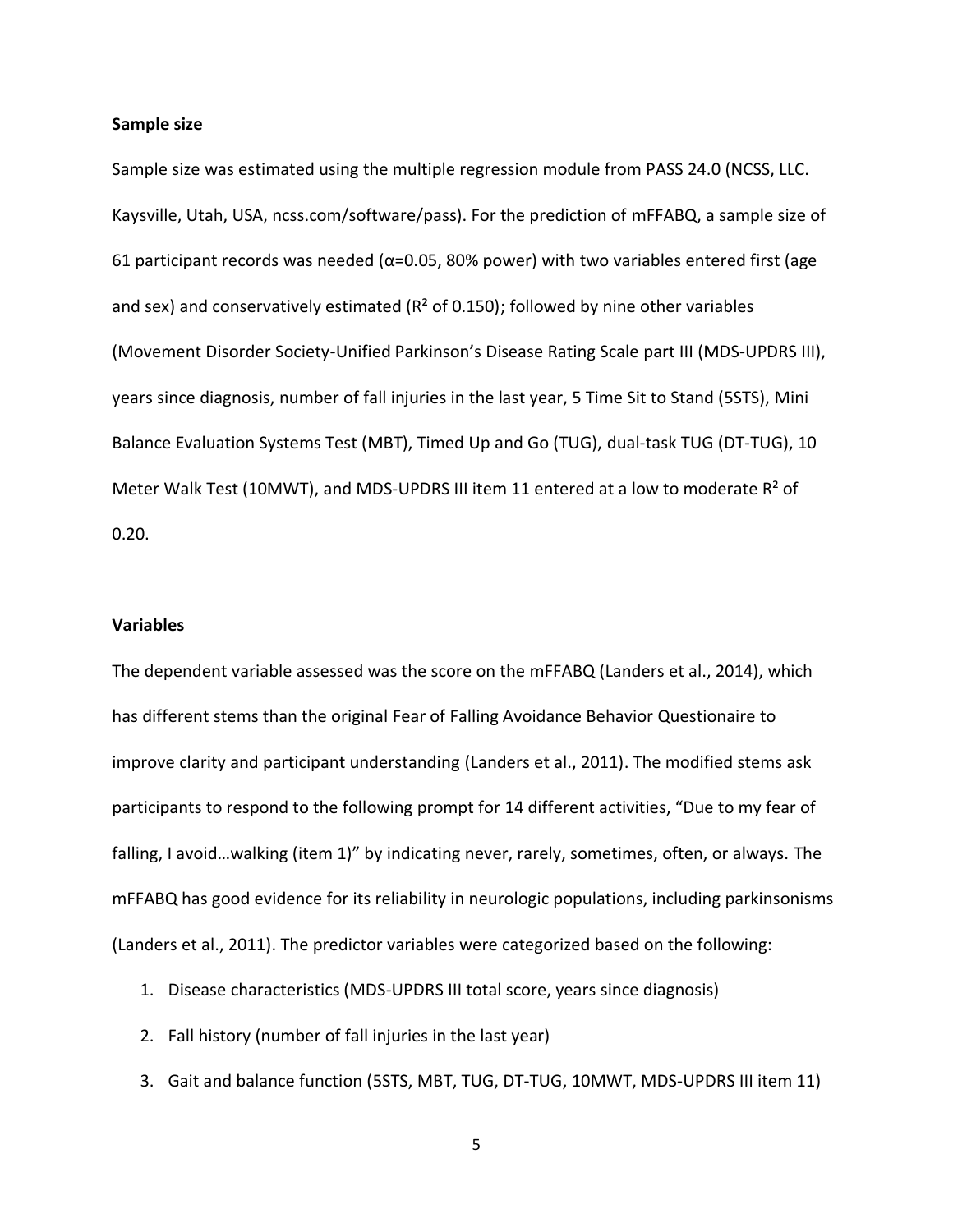**Sample size**

Sample size was estimated using the multiple regression module from PASS 24.0 (NCSS, LLC. Kaysville, Utah, USA, ncss.com/software/pass). For the prediction of mFFABQ, a sample size of 61 participant records was needed ($\alpha$=0.05, 80% power) with two variables entered first (age and sex) and conservatively estimated ($R^2$ of 0.150); followed by nine other variables (Movement Disorder Society-Unified Parkinson's Disease Rating Scale part III (MDS-UPDRS III), years since diagnosis, number of fall injuries in the last year, 5 Time Sit to Stand (5STS), Mini Balance Evaluation Systems Test (MBT), Timed Up and Go (TUG), dual-task TUG (DT-TUG), 10 Meter Walk Test (10MWT), and MDS-UPDRS III item 11 entered at a low to moderate $R^2$ of 0.20.

**Variables**

The dependent variable assessed was the score on the mFFABQ (Landers et al., 2014), which has different stems than the original Fear of Falling Avoidance Behavior Questionaire to improve clarity and participant understanding (Landers et al., 2011). The modified stems ask participants to respond to the following prompt for 14 different activities, "Due to my fear of falling, I avoid…walking (item 1)" by indicating never, rarely, sometimes, often, or always. The mFFABQ has good evidence for its reliability in neurologic populations, including parkinsonisms (Landers et al., 2011). The predictor variables were categorized based on the following:

1. Disease characteristics (MDS-UPDRS III total score, years since diagnosis)
2. Fall history (number of fall injuries in the last year)
3. Gait and balance function (5STS, MBT, TUG, DT-TUG, 10MWT, MDS-UPDRS III item 11)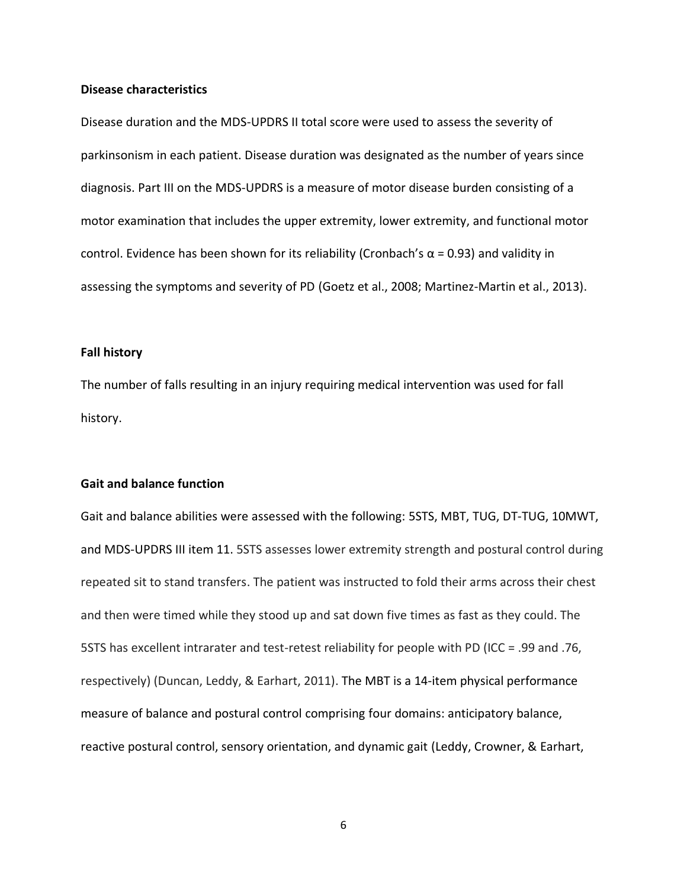**Disease characteristics**

Disease duration and the MDS-UPDRS II total score were used to assess the severity of parkinsonism in each patient. Disease duration was designated as the number of years since diagnosis. Part III on the MDS-UPDRS is a measure of motor disease burden consisting of a motor examination that includes the upper extremity, lower extremity, and functional motor control. Evidence has been shown for its reliability (Cronbach's $\alpha = 0.93$) and validity in assessing the symptoms and severity of PD (Goetz et al., 2008; Martinez-Martin et al., 2013).

**Fall history**

The number of falls resulting in an injury requiring medical intervention was used for fall history.

**Gait and balance function**

Gait and balance abilities were assessed with the following: 5STS, MBT, TUG, DT-TUG, 10MWT, and MDS-UPDRS III item 11. 5STS assesses lower extremity strength and postural control during repeated sit to stand transfers. The patient was instructed to fold their arms across their chest and then were timed while they stood up and sat down five times as fast as they could. The 5STS has excellent intrarater and test-retest reliability for people with PD (ICC = .99 and .76, respectively) (Duncan, Leddy, & Earhart, 2011). The MBT is a 14-item physical performance measure of balance and postural control comprising four domains: anticipatory balance, reactive postural control, sensory orientation, and dynamic gait (Leddy, Crowner, & Earhart,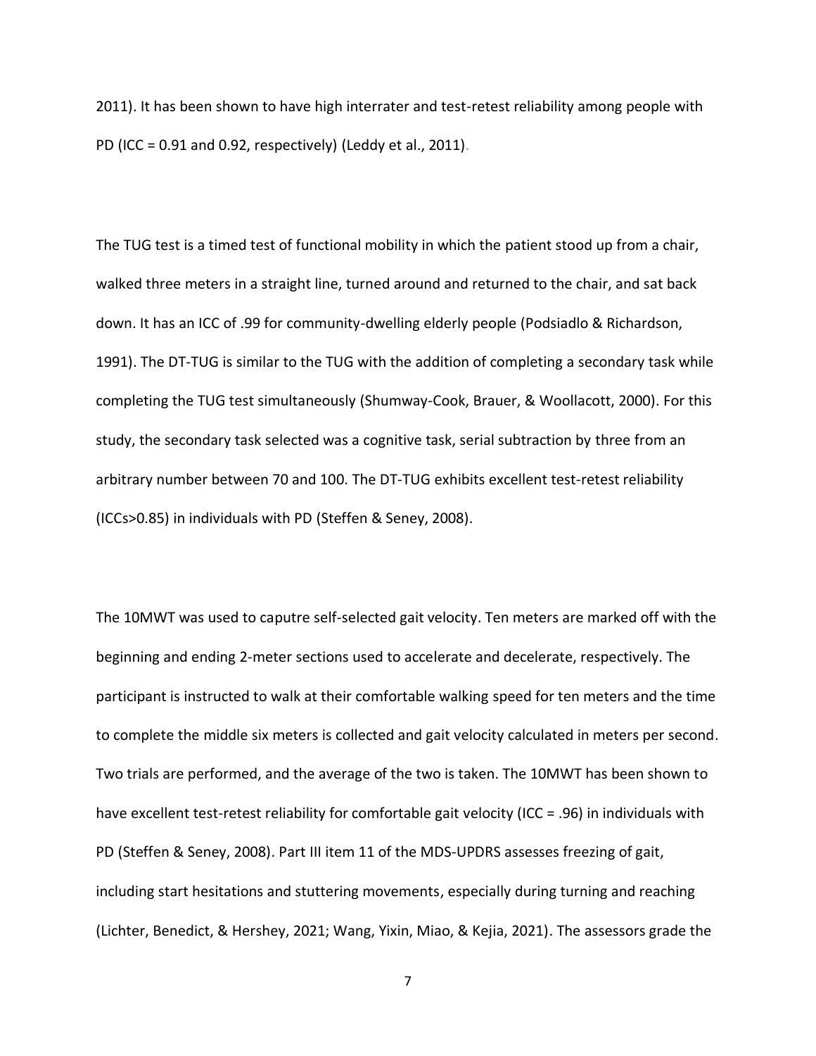2011). It has been shown to have high interrater and test-retest reliability among people with PD (ICC = 0.91 and 0.92, respectively) (Leddy et al., 2011).

The TUG test is a timed test of functional mobility in which the patient stood up from a chair, walked three meters in a straight line, turned around and returned to the chair, and sat back down. It has an ICC of .99 for community-dwelling elderly people (Podsiadlo & Richardson, 1991). The DT-TUG is similar to the TUG with the addition of completing a secondary task while completing the TUG test simultaneously (Shumway-Cook, Brauer, & Woollacott, 2000). For this study, the secondary task selected was a cognitive task, serial subtraction by three from an arbitrary number between 70 and 100. The DT-TUG exhibits excellent test-retest reliability (ICCs>0.85) in individuals with PD (Steffen & Seney, 2008).

The 10MWT was used to caputre self-selected gait velocity. Ten meters are marked off with the beginning and ending 2-meter sections used to accelerate and decelerate, respectively. The participant is instructed to walk at their comfortable walking speed for ten meters and the time to complete the middle six meters is collected and gait velocity calculated in meters per second. Two trials are performed, and the average of the two is taken. The 10MWT has been shown to have excellent test-retest reliability for comfortable gait velocity (ICC = .96) in individuals with PD (Steffen & Seney, 2008). Part III item 11 of the MDS-UPDRS assesses freezing of gait, including start hesitations and stuttering movements, especially during turning and reaching (Lichter, Benedict, & Hershey, 2021; Wang, Yixin, Miao, & Kejia, 2021). The assessors grade the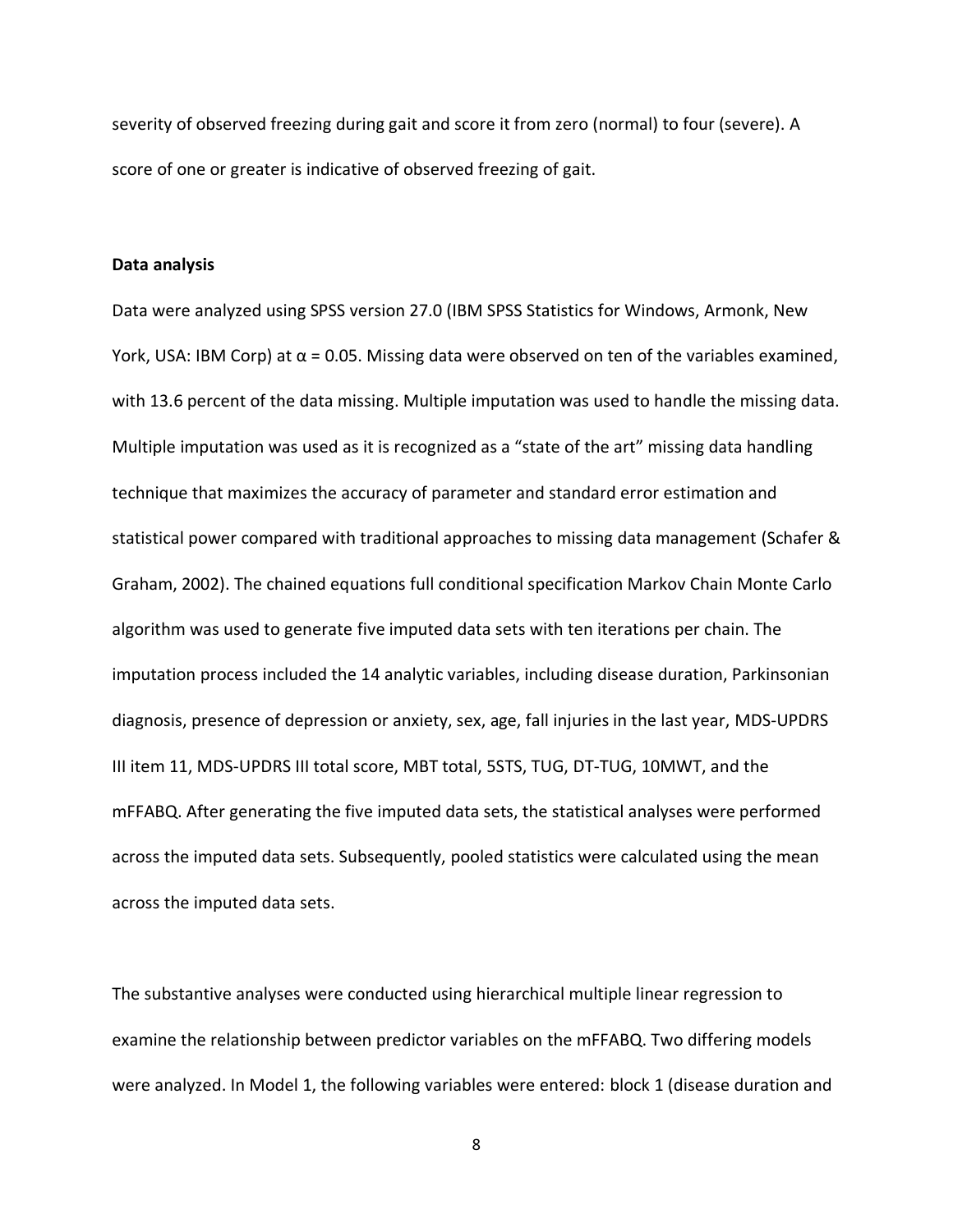severity of observed freezing during gait and score it from zero (normal) to four (severe). A score of one or greater is indicative of observed freezing of gait.

**Data analysis**

Data were analyzed using SPSS version 27.0 (IBM SPSS Statistics for Windows, Armonk, New York, USA: IBM Corp) at $\alpha = 0.05$. Missing data were observed on ten of the variables examined, with 13.6 percent of the data missing. Multiple imputation was used to handle the missing data. Multiple imputation was used as it is recognized as a "state of the art" missing data handling technique that maximizes the accuracy of parameter and standard error estimation and statistical power compared with traditional approaches to missing data management (Schafer & Graham, 2002). The chained equations full conditional specification Markov Chain Monte Carlo algorithm was used to generate five imputed data sets with ten iterations per chain. The imputation process included the 14 analytic variables, including disease duration, Parkinsonian diagnosis, presence of depression or anxiety, sex, age, fall injuries in the last year, MDS-UPDRS III item 11, MDS-UPDRS III total score, MBT total, 5STS, TUG, DT-TUG, 10MWT, and the mFFABQ. After generating the five imputed data sets, the statistical analyses were performed across the imputed data sets. Subsequently, pooled statistics were calculated using the mean across the imputed data sets.

The substantive analyses were conducted using hierarchical multiple linear regression to examine the relationship between predictor variables on the mFFABQ. Two differing models were analyzed. In Model 1, the following variables were entered: block 1 (disease duration and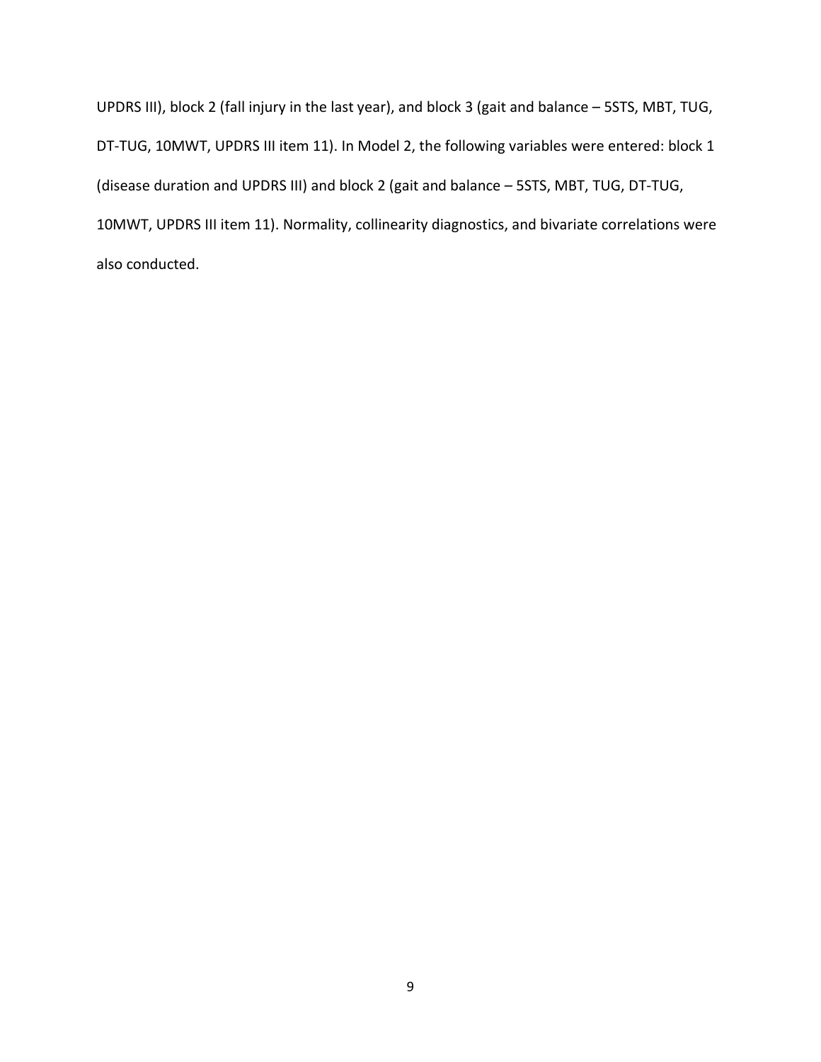UPDRS III), block 2 (fall injury in the last year), and block 3 (gait and balance – 5STS, MBT, TUG, DT-TUG, 10MWT, UPDRS III item 11). In Model 2, the following variables were entered: block 1 (disease duration and UPDRS III) and block 2 (gait and balance – 5STS, MBT, TUG, DT-TUG, 10MWT, UPDRS III item 11). Normality, collinearity diagnostics, and bivariate correlations were also conducted.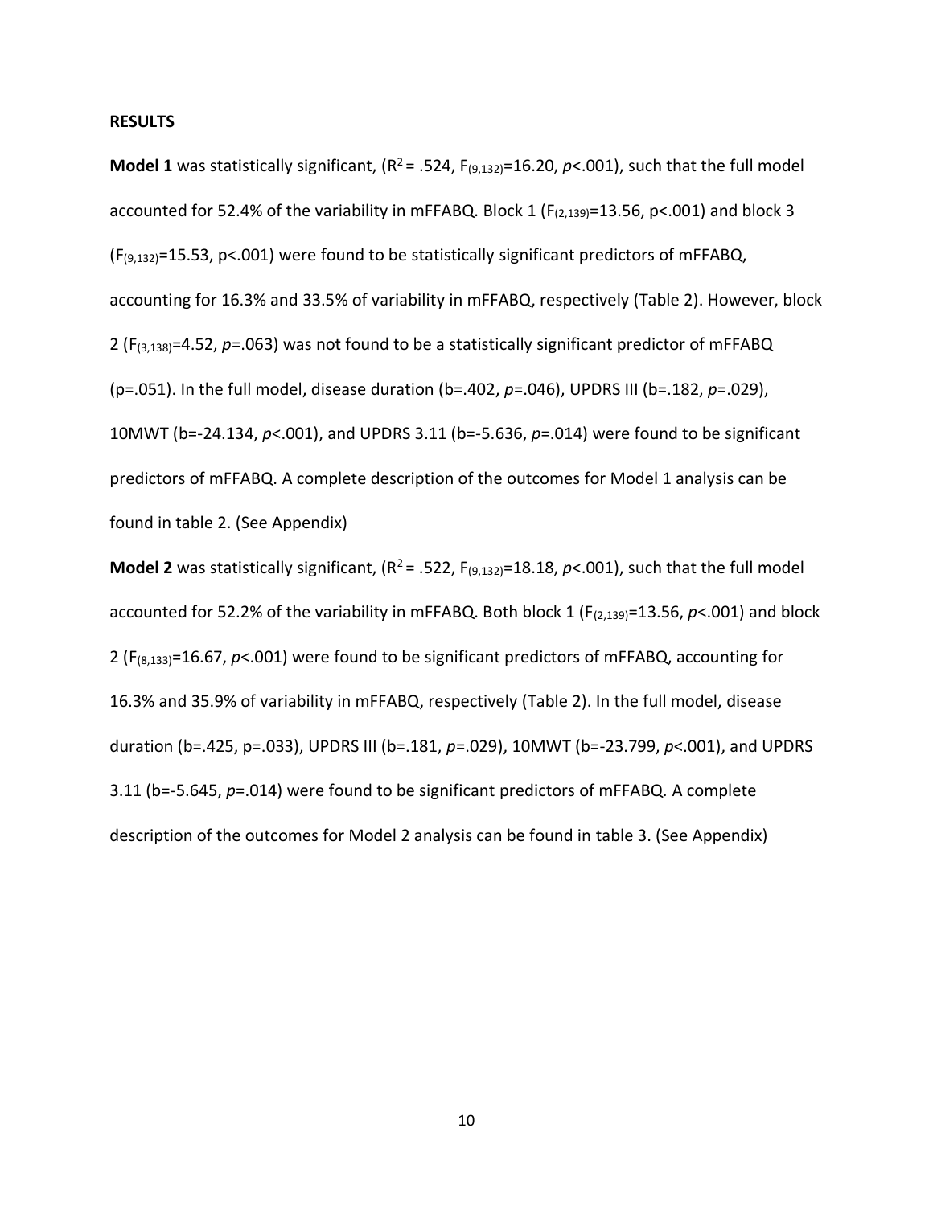### RESULTS

**Model 1** was statistically significant, ($R^2 = .524$, $F_{(9,132)}=16.20$, $p<.001$), such that the full model accounted for 52.4% of the variability in mFFABQ. Block 1 ($F_{(2,139)}=13.56$, p<.001) and block 3 ($F_{(9,132)}=15.53$, p<.001) were found to be statistically significant predictors of mFFABQ, accounting for 16.3% and 33.5% of variability in mFFABQ, respectively (Table 2). However, block 2 ($F_{(3,138)}=4.52$, $p=.063$) was not found to be a statistically significant predictor of mFFABQ (p=.051). In the full model, disease duration (b=.402, $p=.046$), UPDRS III (b=.182, $p=.029$), 10MWT (b=-24.134, $p<.001$), and UPDRS 3.11 (b=-5.636, $p=.014$) were found to be significant predictors of mFFABQ. A complete description of the outcomes for Model 1 analysis can be found in table 2. (See Appendix)

**Model 2** was statistically significant, ($R^2 = .522$, $F_{(9,132)}=18.18$, $p<.001$), such that the full model accounted for 52.2% of the variability in mFFABQ. Both block 1 ($F_{(2,139)}=13.56$, $p<.001$) and block 2 ($F_{(8,133)}=16.67$, $p<.001$) were found to be significant predictors of mFFABQ, accounting for 16.3% and 35.9% of variability in mFFABQ, respectively (Table 2). In the full model, disease duration (b=.425, p=.033), UPDRS III (b=.181, $p=.029$), 10MWT (b=-23.799, $p<.001$), and UPDRS 3.11 (b=-5.645, $p=.014$) were found to be significant predictors of mFFABQ. A complete description of the outcomes for Model 2 analysis can be found in table 3. (See Appendix)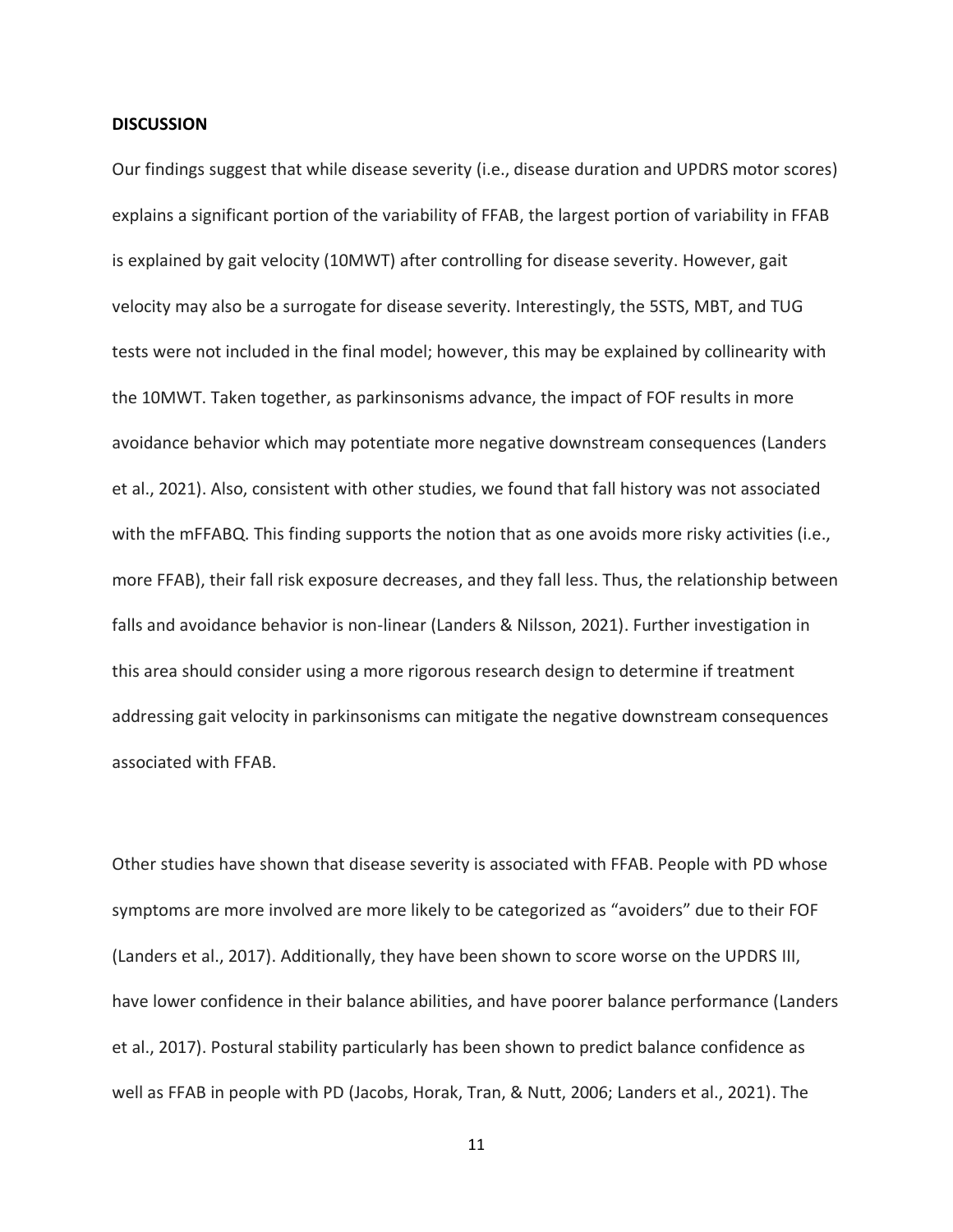## DISCUSSION

Our findings suggest that while disease severity (i.e., disease duration and UPDRS motor scores) explains a significant portion of the variability of FFAB, the largest portion of variability in FFAB is explained by gait velocity (10MWT) after controlling for disease severity. However, gait velocity may also be a surrogate for disease severity. Interestingly, the 5STS, MBT, and TUG tests were not included in the final model; however, this may be explained by collinearity with the 10MWT. Taken together, as parkinsonisms advance, the impact of FOF results in more avoidance behavior which may potentiate more negative downstream consequences (Landers et al., 2021). Also, consistent with other studies, we found that fall history was not associated with the mFFABQ. This finding supports the notion that as one avoids more risky activities (i.e., more FFAB), their fall risk exposure decreases, and they fall less. Thus, the relationship between falls and avoidance behavior is non-linear (Landers & Nilsson, 2021). Further investigation in this area should consider using a more rigorous research design to determine if treatment addressing gait velocity in parkinsonisms can mitigate the negative downstream consequences associated with FFAB.

Other studies have shown that disease severity is associated with FFAB. People with PD whose symptoms are more involved are more likely to be categorized as "avoiders" due to their FOF (Landers et al., 2017). Additionally, they have been shown to score worse on the UPDRS III, have lower confidence in their balance abilities, and have poorer balance performance (Landers et al., 2017). Postural stability particularly has been shown to predict balance confidence as well as FFAB in people with PD (Jacobs, Horak, Tran, & Nutt, 2006; Landers et al., 2021). The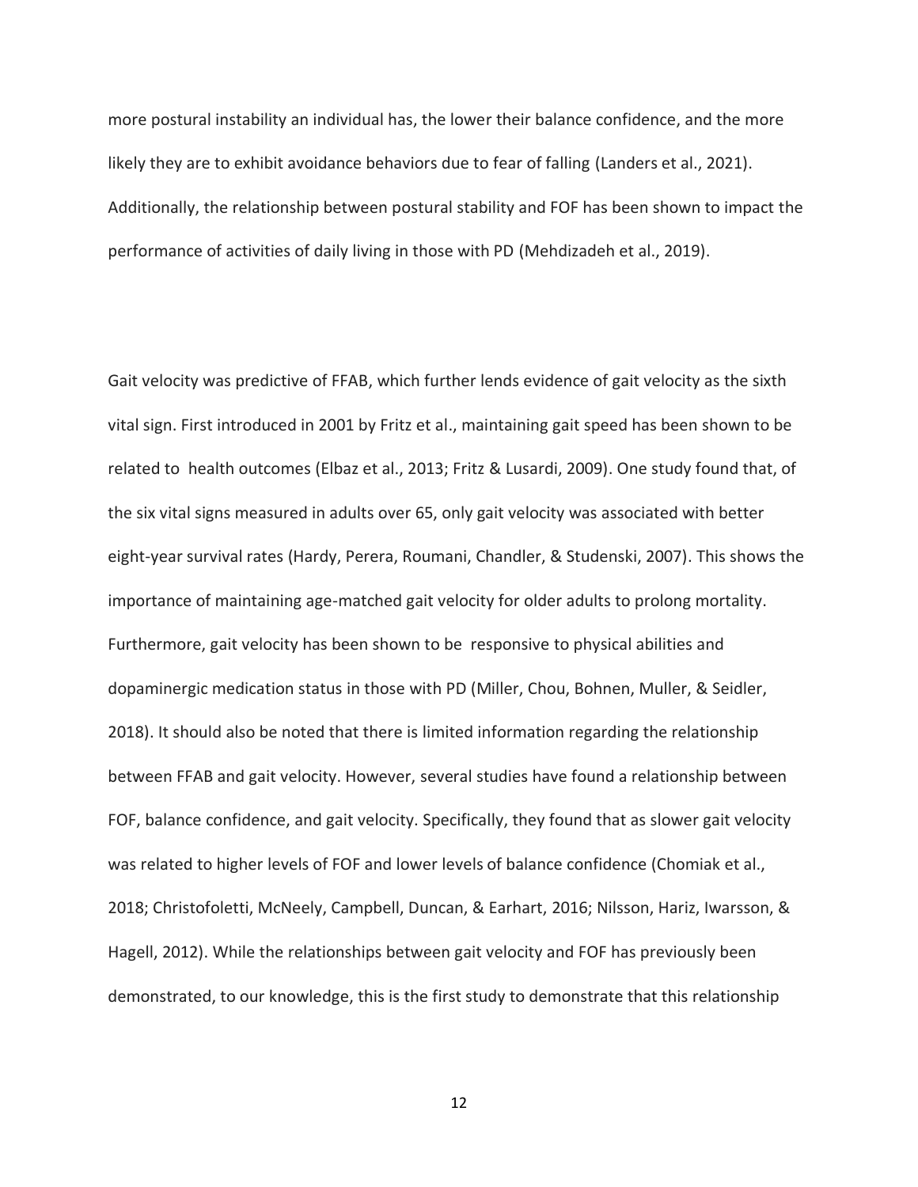more postural instability an individual has, the lower their balance confidence, and the more likely they are to exhibit avoidance behaviors due to fear of falling (Landers et al., 2021). Additionally, the relationship between postural stability and FOF has been shown to impact the performance of activities of daily living in those with PD (Mehdizadeh et al., 2019).

Gait velocity was predictive of FFAB, which further lends evidence of gait velocity as the sixth vital sign. First introduced in 2001 by Fritz et al., maintaining gait speed has been shown to be related to health outcomes (Elbaz et al., 2013; Fritz & Lusardi, 2009). One study found that, of the six vital signs measured in adults over 65, only gait velocity was associated with better eight-year survival rates (Hardy, Perera, Roumani, Chandler, & Studenski, 2007). This shows the importance of maintaining age-matched gait velocity for older adults to prolong mortality. Furthermore, gait velocity has been shown to be responsive to physical abilities and dopaminergic medication status in those with PD (Miller, Chou, Bohnen, Muller, & Seidler, 2018). It should also be noted that there is limited information regarding the relationship between FFAB and gait velocity. However, several studies have found a relationship between FOF, balance confidence, and gait velocity. Specifically, they found that as slower gait velocity was related to higher levels of FOF and lower levels of balance confidence (Chomiak et al., 2018; Christofoletti, McNeely, Campbell, Duncan, & Earhart, 2016; Nilsson, Hariz, Iwarsson, & Hagell, 2012). While the relationships between gait velocity and FOF has previously been demonstrated, to our knowledge, this is the first study to demonstrate that this relationship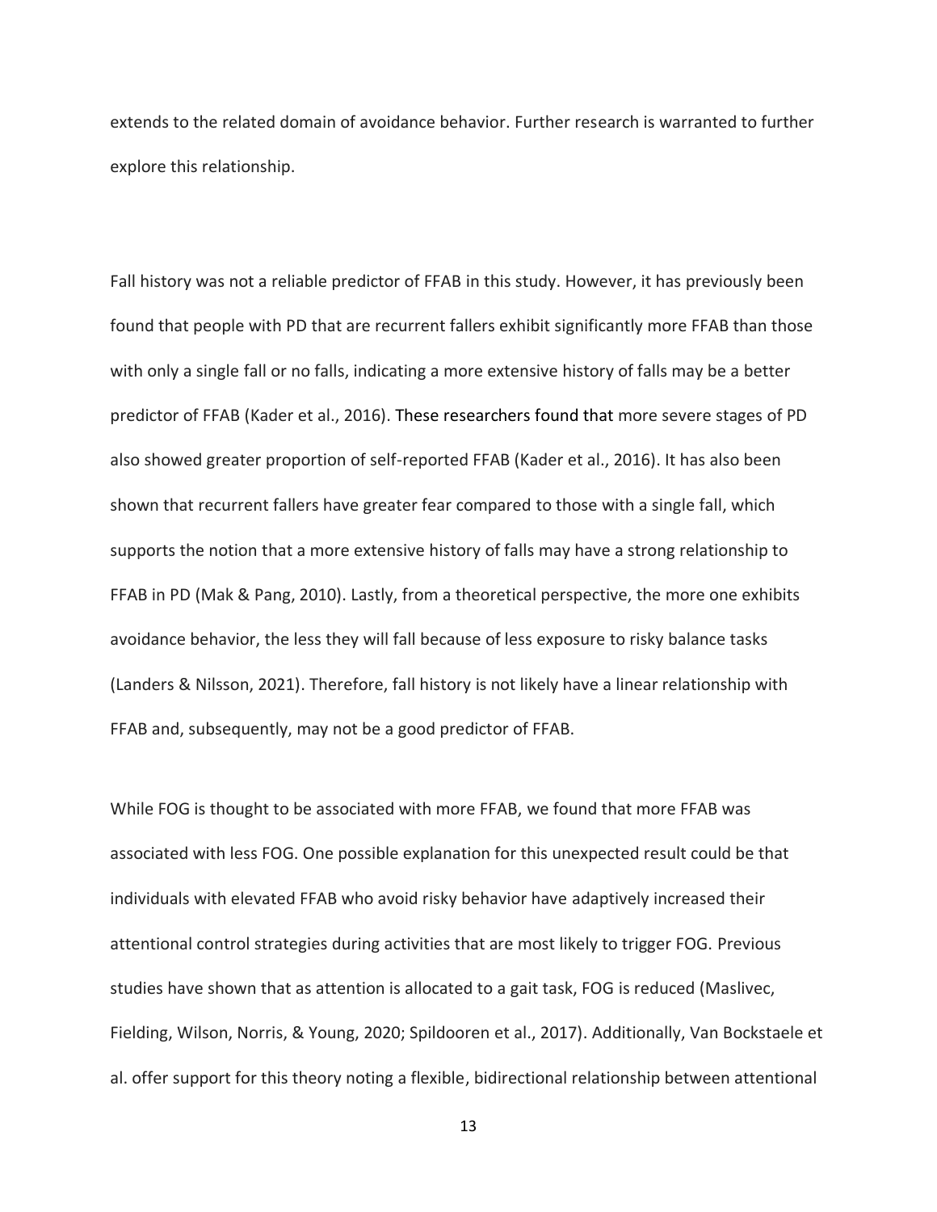extends to the related domain of avoidance behavior. Further research is warranted to further explore this relationship.

Fall history was not a reliable predictor of FFAB in this study. However, it has previously been found that people with PD that are recurrent fallers exhibit significantly more FFAB than those with only a single fall or no falls, indicating a more extensive history of falls may be a better predictor of FFAB (Kader et al., 2016). These researchers found that more severe stages of PD also showed greater proportion of self-reported FFAB (Kader et al., 2016). It has also been shown that recurrent fallers have greater fear compared to those with a single fall, which supports the notion that a more extensive history of falls may have a strong relationship to FFAB in PD (Mak & Pang, 2010). Lastly, from a theoretical perspective, the more one exhibits avoidance behavior, the less they will fall because of less exposure to risky balance tasks (Landers & Nilsson, 2021). Therefore, fall history is not likely have a linear relationship with FFAB and, subsequently, may not be a good predictor of FFAB.

While FOG is thought to be associated with more FFAB, we found that more FFAB was associated with less FOG. One possible explanation for this unexpected result could be that individuals with elevated FFAB who avoid risky behavior have adaptively increased their attentional control strategies during activities that are most likely to trigger FOG. Previous studies have shown that as attention is allocated to a gait task, FOG is reduced (Maslivec, Fielding, Wilson, Norris, & Young, 2020; Spildooren et al., 2017). Additionally, Van Bockstaele et al. offer support for this theory noting a flexible, bidirectional relationship between attentional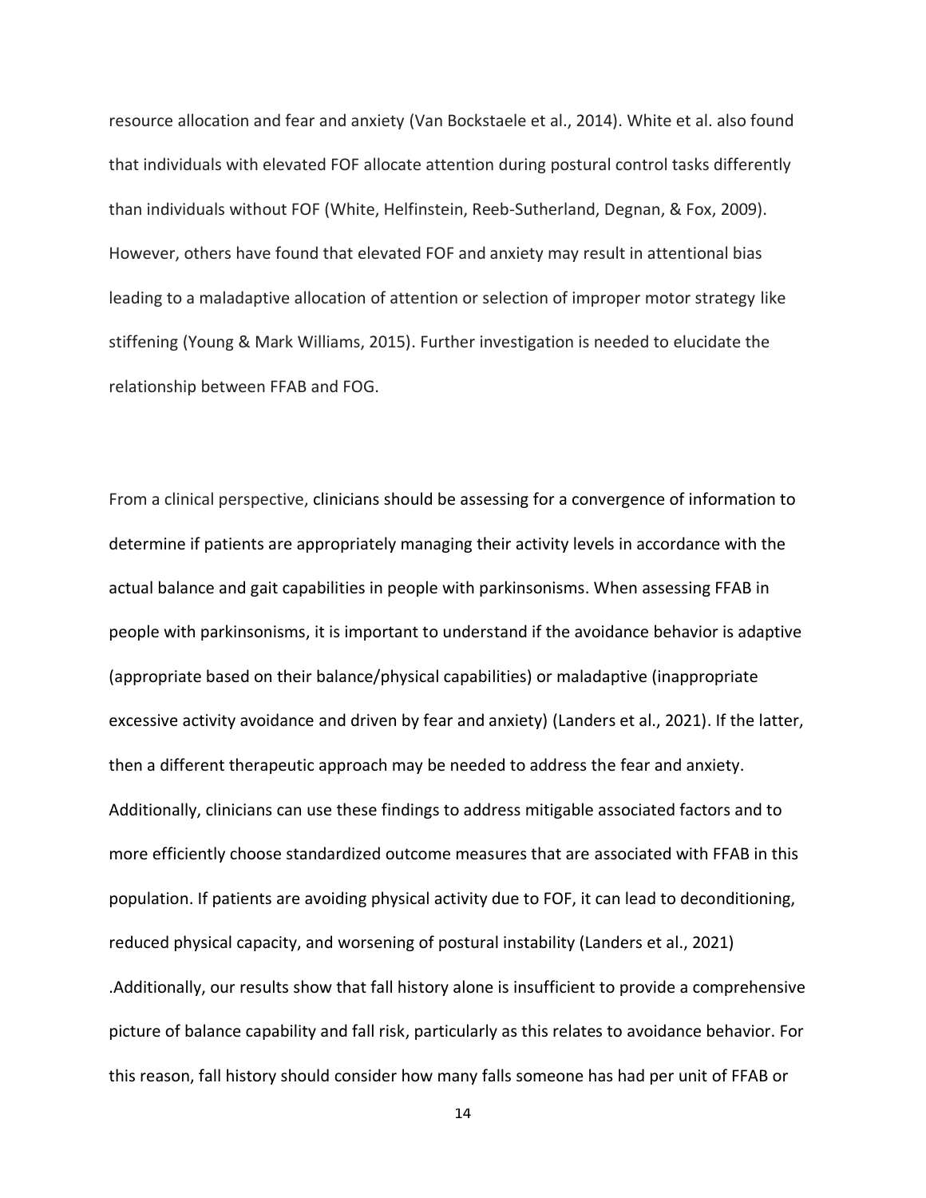resource allocation and fear and anxiety (Van Bockstaele et al., 2014). White et al. also found that individuals with elevated FOF allocate attention during postural control tasks differently than individuals without FOF (White, Helfinstein, Reeb-Sutherland, Degnan, & Fox, 2009). However, others have found that elevated FOF and anxiety may result in attentional bias leading to a maladaptive allocation of attention or selection of improper motor strategy like stiffening (Young & Mark Williams, 2015). Further investigation is needed to elucidate the relationship between FFAB and FOG.

From a clinical perspective, clinicians should be assessing for a convergence of information to determine if patients are appropriately managing their activity levels in accordance with the actual balance and gait capabilities in people with parkinsonisms. When assessing FFAB in people with parkinsonisms, it is important to understand if the avoidance behavior is adaptive (appropriate based on their balance/physical capabilities) or maladaptive (inappropriate excessive activity avoidance and driven by fear and anxiety) (Landers et al., 2021). If the latter, then a different therapeutic approach may be needed to address the fear and anxiety. Additionally, clinicians can use these findings to address mitigable associated factors and to more efficiently choose standardized outcome measures that are associated with FFAB in this population. If patients are avoiding physical activity due to FOF, it can lead to deconditioning, reduced physical capacity, and worsening of postural instability (Landers et al., 2021) .Additionally, our results show that fall history alone is insufficient to provide a comprehensive picture of balance capability and fall risk, particularly as this relates to avoidance behavior. For this reason, fall history should consider how many falls someone has had per unit of FFAB or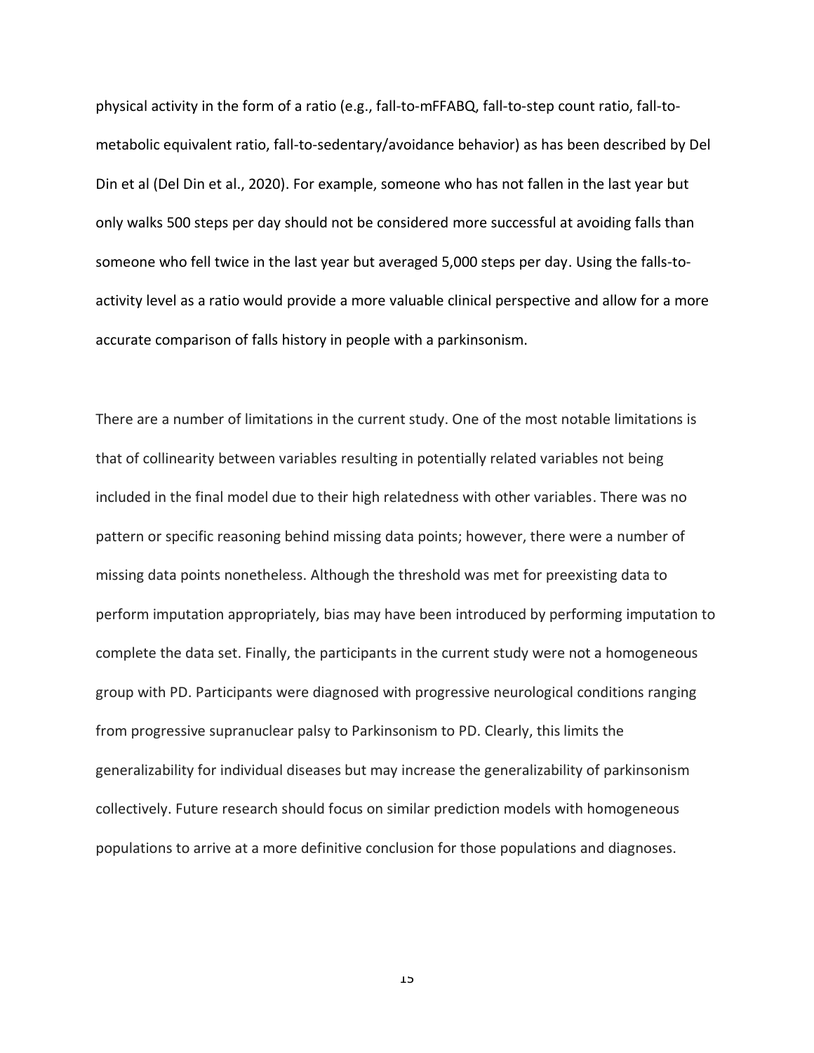physical activity in the form of a ratio (e.g., fall-to-mFFABQ, fall-to-step count ratio, fall-to-metabolic equivalent ratio, fall-to-sedentary/avoidance behavior) as has been described by Del Din et al (Del Din et al., 2020). For example, someone who has not fallen in the last year but only walks 500 steps per day should not be considered more successful at avoiding falls than someone who fell twice in the last year but averaged 5,000 steps per day. Using the falls-to-activity level as a ratio would provide a more valuable clinical perspective and allow for a more accurate comparison of falls history in people with a parkinsonism.

There are a number of limitations in the current study. One of the most notable limitations is that of collinearity between variables resulting in potentially related variables not being included in the final model due to their high relatedness with other variables. There was no pattern or specific reasoning behind missing data points; however, there were a number of missing data points nonetheless. Although the threshold was met for preexisting data to perform imputation appropriately, bias may have been introduced by performing imputation to complete the data set. Finally, the participants in the current study were not a homogeneous group with PD. Participants were diagnosed with progressive neurological conditions ranging from progressive supranuclear palsy to Parkinsonism to PD. Clearly, this limits the generalizability for individual diseases but may increase the generalizability of parkinsonism collectively. Future research should focus on similar prediction models with homogeneous populations to arrive at a more definitive conclusion for those populations and diagnoses.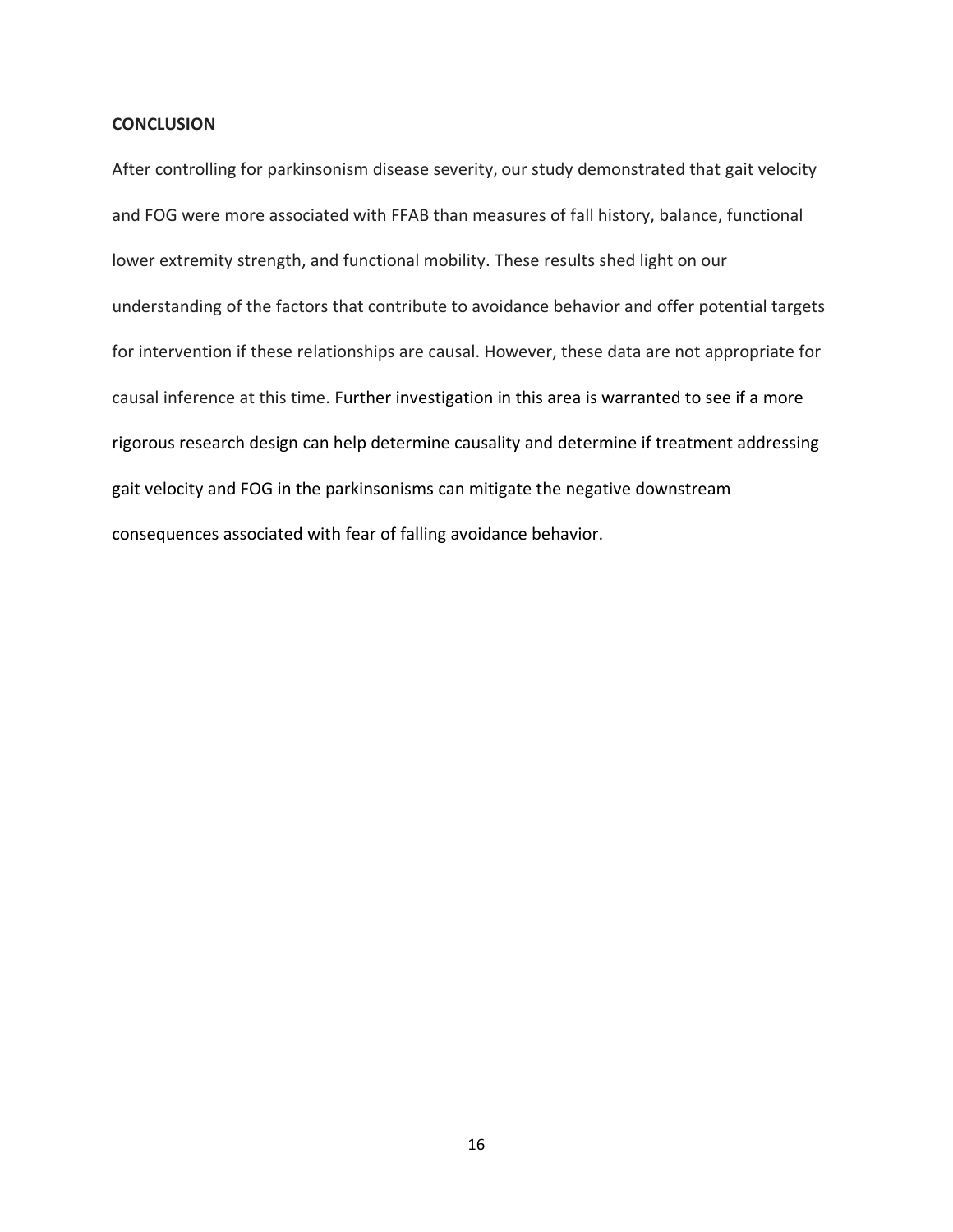## CONCLUSION

After controlling for parkinsonism disease severity, our study demonstrated that gait velocity and FOG were more associated with FFAB than measures of fall history, balance, functional lower extremity strength, and functional mobility. These results shed light on our understanding of the factors that contribute to avoidance behavior and offer potential targets for intervention if these relationships are causal. However, these data are not appropriate for causal inference at this time. Further investigation in this area is warranted to see if a more rigorous research design can help determine causality and determine if treatment addressing gait velocity and FOG in the parkinsonisms can mitigate the negative downstream consequences associated with fear of falling avoidance behavior.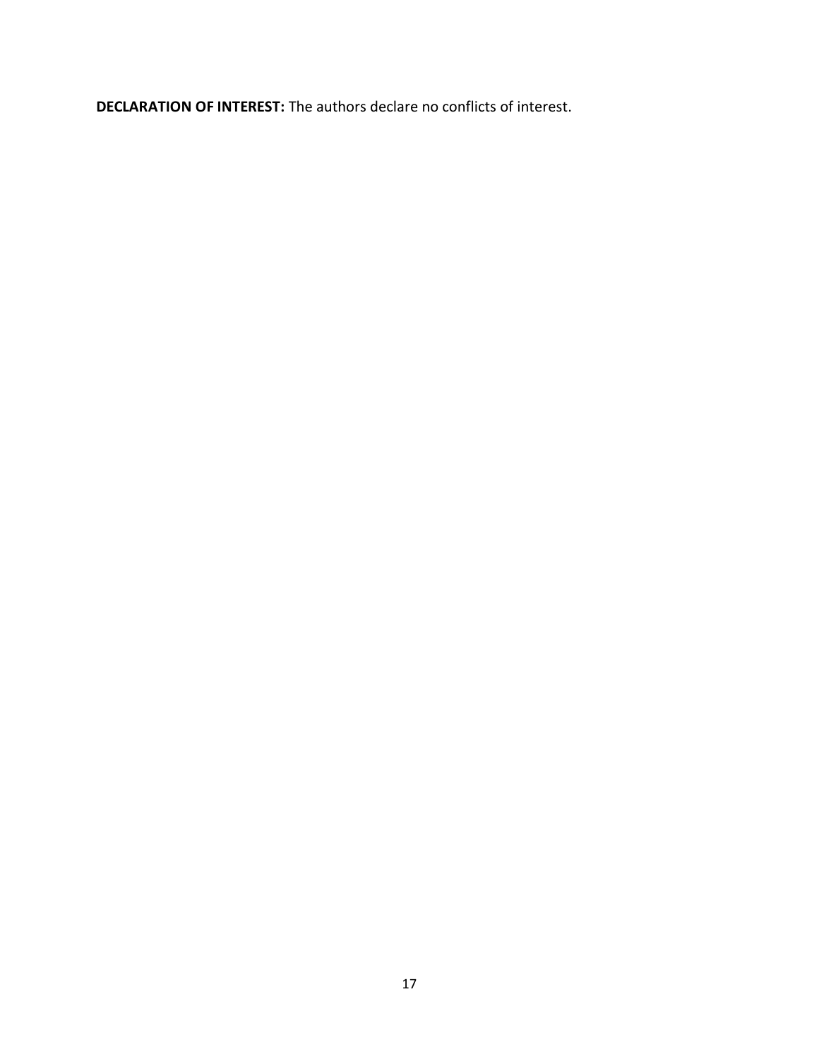**DECLARATION OF INTEREST:** The authors declare no conflicts of interest.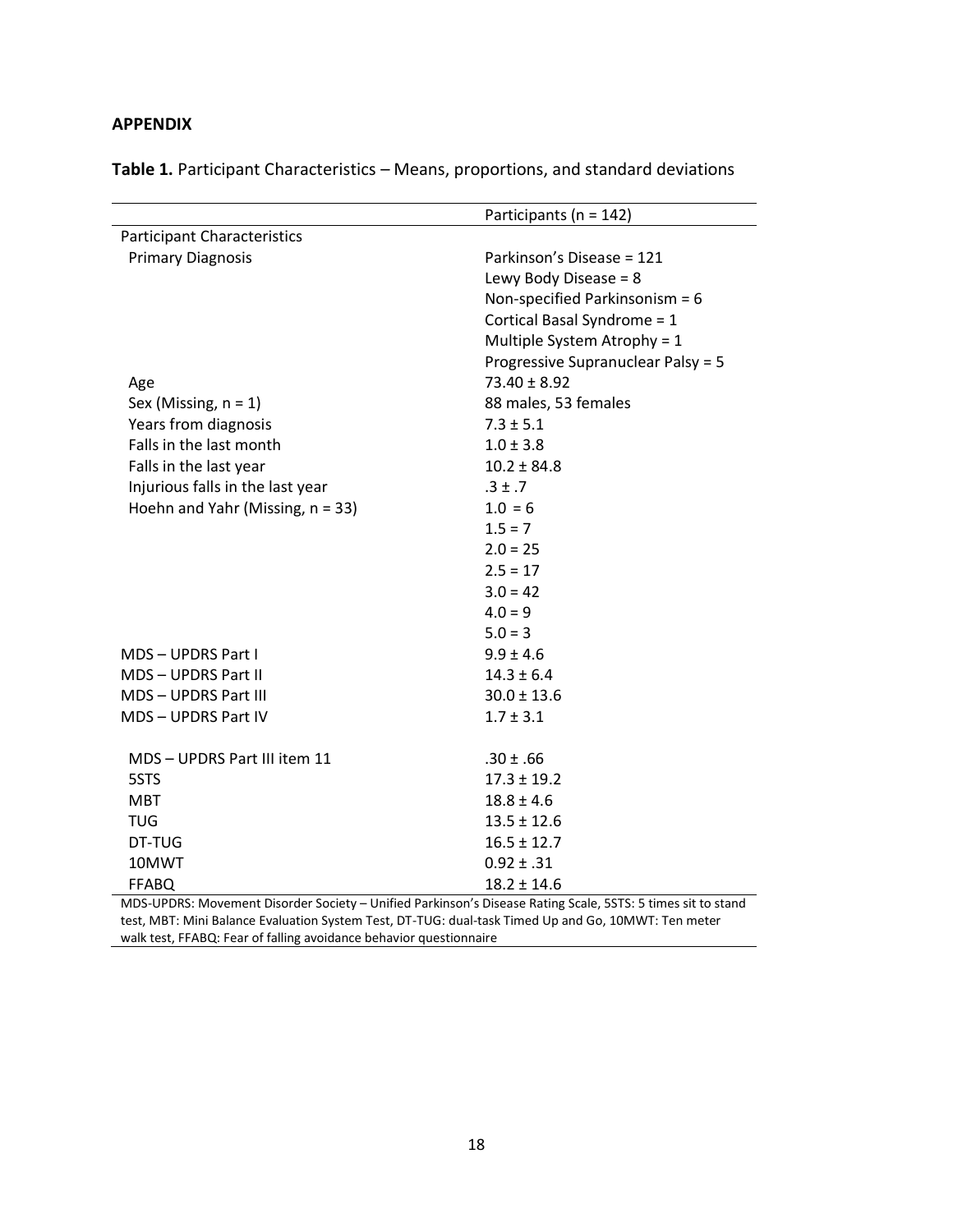## APPENDIX

**Table 1.** Participant Characteristics – Means, proportions, and standard deviations

| | Participants (n = 142) |
|---|---|
| Participant Characteristics | |
| Primary Diagnosis | Parkinson's Disease = 121 |
| | Lewy Body Disease = 8 |
| | Non-specified Parkinsonism = 6 |
| | Cortical Basal Syndrome = 1 |
| | Multiple System Atrophy = 1 |
| | Progressive Supranuclear Palsy = 5 |
| Age | 73.40 ± 8.92 |
| Sex (Missing, n = 1) | 88 males, 53 females |
| Years from diagnosis | 7.3 ± 5.1 |
| Falls in the last month | 1.0 ± 3.8 |
| Falls in the last year | 10.2 ± 84.8 |
| Injurious falls in the last year | .3 ± .7 |
| Hoehn and Yahr (Missing, n = 33) | 1.0 = 6 |
| | 1.5 = 7 |
| | 2.0 = 25 |
| | 2.5 = 17 |
| | 3.0 = 42 |
| | 4.0 = 9 |
| | 5.0 = 3 |
| MDS – UPDRS Part I | 9.9 ± 4.6 |
| MDS – UPDRS Part II | 14.3 ± 6.4 |
| MDS – UPDRS Part III | 30.0 ± 13.6 |
| MDS – UPDRS Part IV | 1.7 ± 3.1 |
| MDS – UPDRS Part III item 11 | .30 ± .66 |
| 5STS | 17.3 ± 19.2 |
| MBT | 18.8 ± 4.6 |
| TUG | 13.5 ± 12.6 |
| DT-TUG | 16.5 ± 12.7 |
| 10MWT | 0.92 ± .31 |
| FFABQ | 18.2 ± 14.6 |

MDS-UPDRS: Movement Disorder Society – Unified Parkinson's Disease Rating Scale, 5STS: 5 times sit to stand test, MBT: Mini Balance Evaluation System Test, DT-TUG: dual-task Timed Up and Go, 10MWT: Ten meter walk test, FFABQ: Fear of falling avoidance behavior questionnaire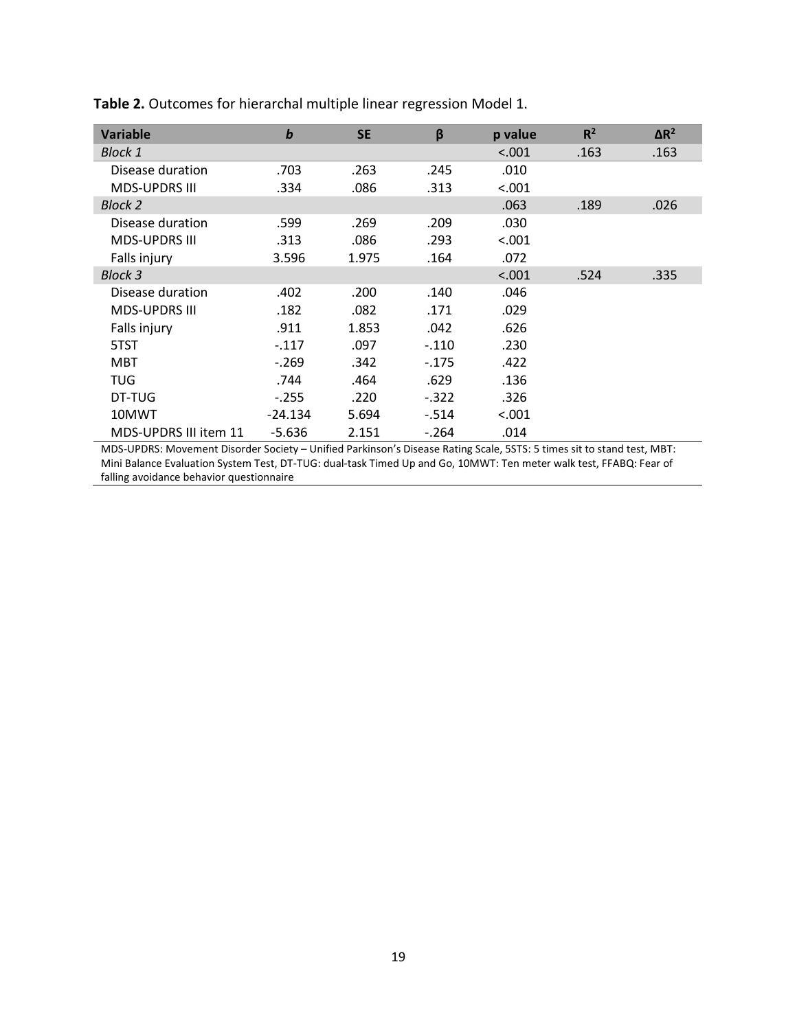**Table 2.** Outcomes for hierarchal multiple linear regression Model 1.

| Variable | *b* | SE | β | p value | $R^2$ | $\Delta R^2$ |
|---|---|---|---|---|---|---|
| *Block 1* | | | | <.001 | .163 | .163 |
| Disease duration | .703 | .263 | .245 | .010 | | |
| MDS-UPDRS III | .334 | .086 | .313 | <.001 | | |
| *Block 2* | | | | .063 | .189 | .026 |
| Disease duration | .599 | .269 | .209 | .030 | | |
| MDS-UPDRS III | .313 | .086 | .293 | <.001 | | |
| Falls injury | 3.596 | 1.975 | .164 | .072 | | |
| *Block 3* | | | | <.001 | .524 | .335 |
| Disease duration | .402 | .200 | .140 | .046 | | |
| MDS-UPDRS III | .182 | .082 | .171 | .029 | | |
| Falls injury | .911 | 1.853 | .042 | .626 | | |
| 5TST | -.117 | .097 | -.110 | .230 | | |
| MBT | -.269 | .342 | -.175 | .422 | | |
| TUG | .744 | .464 | .629 | .136 | | |
| DT-TUG | -.255 | .220 | -.322 | .326 | | |
| 10MWT | -24.134 | 5.694 | -.514 | <.001 | | |
| MDS-UPDRS III item 11 | -5.636 | 2.151 | -.264 | .014 | | |

MDS-UPDRS: Movement Disorder Society – Unified Parkinson's Disease Rating Scale, 5STS: 5 times sit to stand test, MBT: Mini Balance Evaluation System Test, DT-TUG: dual-task Timed Up and Go, 10MWT: Ten meter walk test, FFABQ: Fear of falling avoidance behavior questionnaire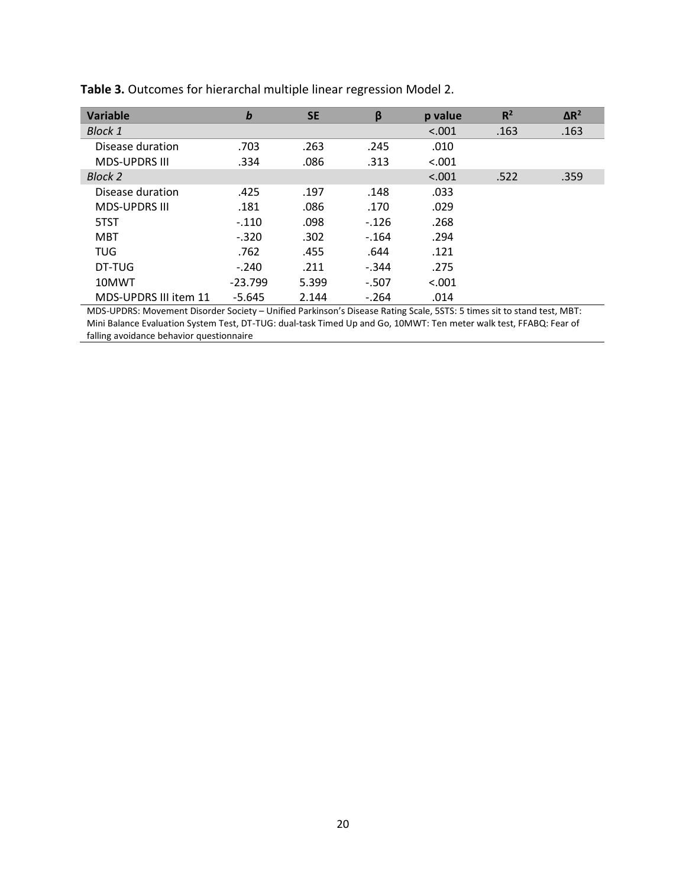**Table 3.** Outcomes for hierarchal multiple linear regression Model 2.

| Variable | *b* | SE | β | p value | $R^2$ | $\Delta R^2$ |
|---|---|---|---|---|---|---|
| *Block 1* | | | | <.001 | .163 | .163 |
| Disease duration | .703 | .263 | .245 | .010 | | |
| MDS-UPDRS III | .334 | .086 | .313 | <.001 | | |
| *Block 2* | | | | <.001 | .522 | .359 |
| Disease duration | .425 | .197 | .148 | .033 | | |
| MDS-UPDRS III | .181 | .086 | .170 | .029 | | |
| 5TST | -.110 | .098 | -.126 | .268 | | |
| MBT | -.320 | .302 | -.164 | .294 | | |
| TUG | .762 | .455 | .644 | .121 | | |
| DT-TUG | -.240 | .211 | -.344 | .275 | | |
| 10MWT | -23.799 | 5.399 | -.507 | <.001 | | |
| MDS-UPDRS III item 11 | -5.645 | 2.144 | -.264 | .014 | | |

MDS-UPDRS: Movement Disorder Society – Unified Parkinson's Disease Rating Scale, 5STS: 5 times sit to stand test, MBT: Mini Balance Evaluation System Test, DT-TUG: dual-task Timed Up and Go, 10MWT: Ten meter walk test, FFABQ: Fear of falling avoidance behavior questionnaire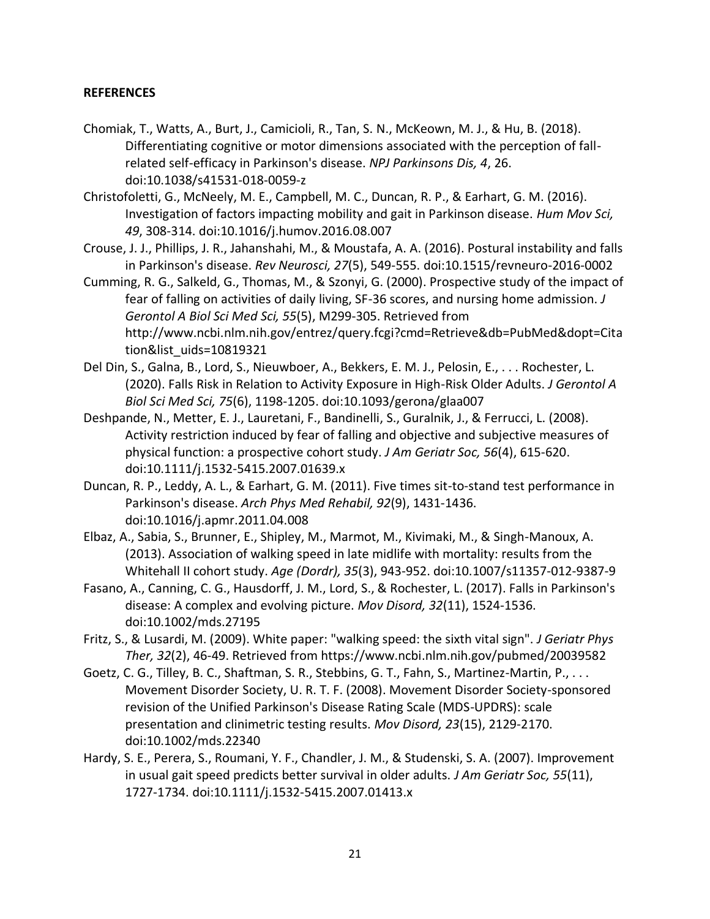**REFERENCES**

Chomiak, T., Watts, A., Burt, J., Camicioli, R., Tan, S. N., McKeown, M. J., & Hu, B. (2018). Differentiating cognitive or motor dimensions associated with the perception of fall-related self-efficacy in Parkinson's disease. *NPJ Parkinsons Dis, 4*, 26. doi:10.1038/s41531-018-0059-z

Christofoletti, G., McNeely, M. E., Campbell, M. C., Duncan, R. P., & Earhart, G. M. (2016). Investigation of factors impacting mobility and gait in Parkinson disease. *Hum Mov Sci, 49*, 308-314. doi:10.1016/j.humov.2016.08.007

Crouse, J. J., Phillips, J. R., Jahanshahi, M., & Moustafa, A. A. (2016). Postural instability and falls in Parkinson's disease. *Rev Neurosci, 27*(5), 549-555. doi:10.1515/revneuro-2016-0002

Cumming, R. G., Salkeld, G., Thomas, M., & Szonyi, G. (2000). Prospective study of the impact of fear of falling on activities of daily living, SF-36 scores, and nursing home admission. *J Gerontol A Biol Sci Med Sci, 55*(5), M299-305. Retrieved from http://www.ncbi.nlm.nih.gov/entrez/query.fcgi?cmd=Retrieve&db=PubMed&dopt=Citation&list_uids=10819321

Del Din, S., Galna, B., Lord, S., Nieuwboer, A., Bekkers, E. M. J., Pelosin, E., . . . Rochester, L. (2020). Falls Risk in Relation to Activity Exposure in High-Risk Older Adults. *J Gerontol A Biol Sci Med Sci, 75*(6), 1198-1205. doi:10.1093/gerona/glaa007

Deshpande, N., Metter, E. J., Lauretani, F., Bandinelli, S., Guralnik, J., & Ferrucci, L. (2008). Activity restriction induced by fear of falling and objective and subjective measures of physical function: a prospective cohort study. *J Am Geriatr Soc, 56*(4), 615-620. doi:10.1111/j.1532-5415.2007.01639.x

Duncan, R. P., Leddy, A. L., & Earhart, G. M. (2011). Five times sit-to-stand test performance in Parkinson's disease. *Arch Phys Med Rehabil, 92*(9), 1431-1436. doi:10.1016/j.apmr.2011.04.008

Elbaz, A., Sabia, S., Brunner, E., Shipley, M., Marmot, M., Kivimaki, M., & Singh-Manoux, A. (2013). Association of walking speed in late midlife with mortality: results from the Whitehall II cohort study. *Age (Dordr), 35*(3), 943-952. doi:10.1007/s11357-012-9387-9

Fasano, A., Canning, C. G., Hausdorff, J. M., Lord, S., & Rochester, L. (2017). Falls in Parkinson's disease: A complex and evolving picture. *Mov Disord, 32*(11), 1524-1536. doi:10.1002/mds.27195

Fritz, S., & Lusardi, M. (2009). White paper: "walking speed: the sixth vital sign". *J Geriatr Phys Ther, 32*(2), 46-49. Retrieved from https://www.ncbi.nlm.nih.gov/pubmed/20039582

Goetz, C. G., Tilley, B. C., Shaftman, S. R., Stebbins, G. T., Fahn, S., Martinez-Martin, P., . . . Movement Disorder Society, U. R. T. F. (2008). Movement Disorder Society-sponsored revision of the Unified Parkinson's Disease Rating Scale (MDS-UPDRS): scale presentation and clinimetric testing results. *Mov Disord, 23*(15), 2129-2170. doi:10.1002/mds.22340

Hardy, S. E., Perera, S., Roumani, Y. F., Chandler, J. M., & Studenski, S. A. (2007). Improvement in usual gait speed predicts better survival in older adults. *J Am Geriatr Soc, 55*(11), 1727-1734. doi:10.1111/j.1532-5415.2007.01413.x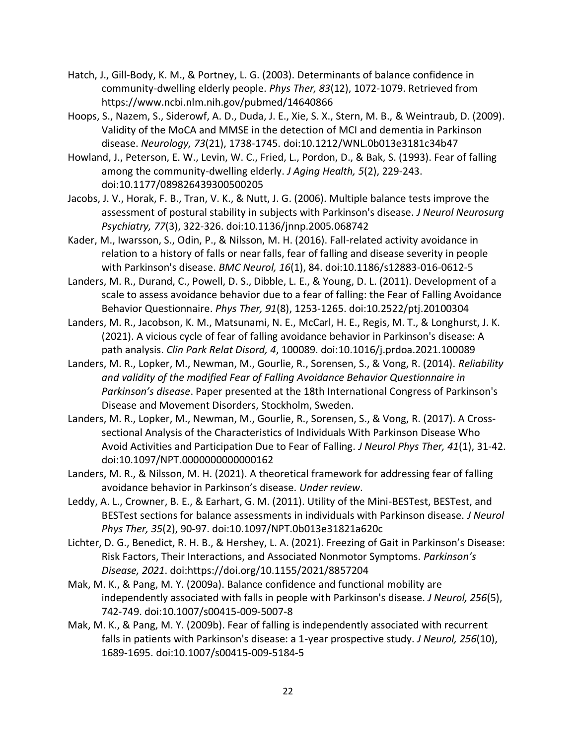Hatch, J., Gill-Body, K. M., & Portney, L. G. (2003). Determinants of balance confidence in community-dwelling elderly people. *Phys Ther, 83*(12), 1072-1079. Retrieved from https://www.ncbi.nlm.nih.gov/pubmed/14640866

Hoops, S., Nazem, S., Siderowf, A. D., Duda, J. E., Xie, S. X., Stern, M. B., & Weintraub, D. (2009). Validity of the MoCA and MMSE in the detection of MCI and dementia in Parkinson disease. *Neurology, 73*(21), 1738-1745. doi:10.1212/WNL.0b013e3181c34b47

Howland, J., Peterson, E. W., Levin, W. C., Fried, L., Pordon, D., & Bak, S. (1993). Fear of falling among the community-dwelling elderly. *J Aging Health, 5*(2), 229-243. doi:10.1177/089826439300500205

Jacobs, J. V., Horak, F. B., Tran, V. K., & Nutt, J. G. (2006). Multiple balance tests improve the assessment of postural stability in subjects with Parkinson's disease. *J Neurol Neurosurg Psychiatry, 77*(3), 322-326. doi:10.1136/jnnp.2005.068742

Kader, M., Iwarsson, S., Odin, P., & Nilsson, M. H. (2016). Fall-related activity avoidance in relation to a history of falls or near falls, fear of falling and disease severity in people with Parkinson's disease. *BMC Neurol, 16*(1), 84. doi:10.1186/s12883-016-0612-5

Landers, M. R., Durand, C., Powell, D. S., Dibble, L. E., & Young, D. L. (2011). Development of a scale to assess avoidance behavior due to a fear of falling: the Fear of Falling Avoidance Behavior Questionnaire. *Phys Ther, 91*(8), 1253-1265. doi:10.2522/ptj.20100304

Landers, M. R., Jacobson, K. M., Matsunami, N. E., McCarl, H. E., Regis, M. T., & Longhurst, J. K. (2021). A vicious cycle of fear of falling avoidance behavior in Parkinson's disease: A path analysis. *Clin Park Relat Disord, 4*, 100089. doi:10.1016/j.prdoa.2021.100089

Landers, M. R., Lopker, M., Newman, M., Gourlie, R., Sorensen, S., & Vong, R. (2014). *Reliability and validity of the modified Fear of Falling Avoidance Behavior Questionnaire in Parkinson's disease*. Paper presented at the 18th International Congress of Parkinson's Disease and Movement Disorders, Stockholm, Sweden.

Landers, M. R., Lopker, M., Newman, M., Gourlie, R., Sorensen, S., & Vong, R. (2017). A Cross-sectional Analysis of the Characteristics of Individuals With Parkinson Disease Who Avoid Activities and Participation Due to Fear of Falling. *J Neurol Phys Ther, 41*(1), 31-42. doi:10.1097/NPT.0000000000000162

Landers, M. R., & Nilsson, M. H. (2021). A theoretical framework for addressing fear of falling avoidance behavior in Parkinson's disease. *Under review*.

Leddy, A. L., Crowner, B. E., & Earhart, G. M. (2011). Utility of the Mini-BESTest, BESTest, and BESTest sections for balance assessments in individuals with Parkinson disease. *J Neurol Phys Ther, 35*(2), 90-97. doi:10.1097/NPT.0b013e31821a620c

Lichter, D. G., Benedict, R. H. B., & Hershey, L. A. (2021). Freezing of Gait in Parkinson's Disease: Risk Factors, Their Interactions, and Associated Nonmotor Symptoms. *Parkinson's Disease, 2021*. doi:https://doi.org/10.1155/2021/8857204

Mak, M. K., & Pang, M. Y. (2009a). Balance confidence and functional mobility are independently associated with falls in people with Parkinson's disease. *J Neurol, 256*(5), 742-749. doi:10.1007/s00415-009-5007-8

Mak, M. K., & Pang, M. Y. (2009b). Fear of falling is independently associated with recurrent falls in patients with Parkinson's disease: a 1-year prospective study. *J Neurol, 256*(10), 1689-1695. doi:10.1007/s00415-009-5184-5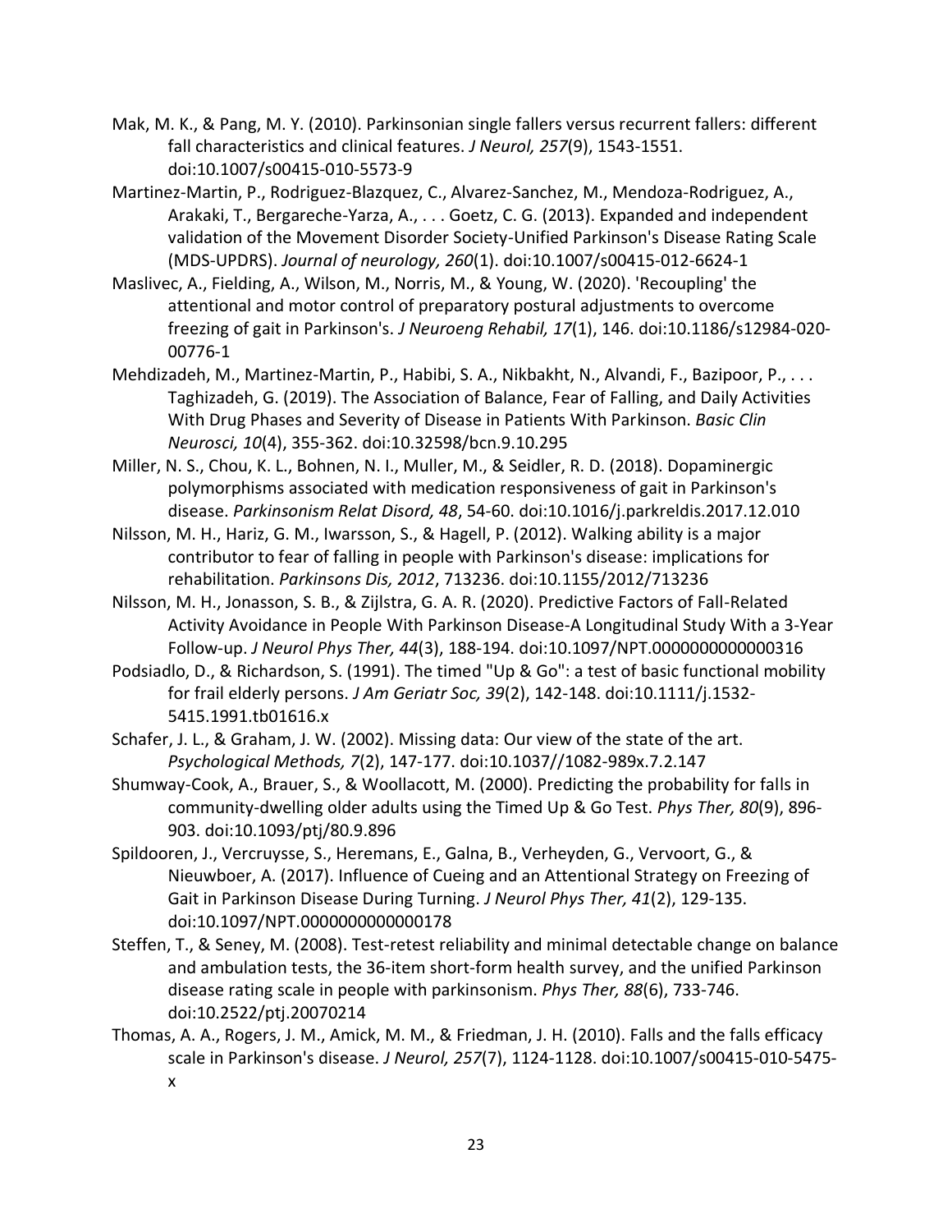Mak, M. K., & Pang, M. Y. (2010). Parkinsonian single fallers versus recurrent fallers: different fall characteristics and clinical features. *J Neurol, 257*(9), 1543-1551. doi:10.1007/s00415-010-5573-9

Martinez-Martin, P., Rodriguez-Blazquez, C., Alvarez-Sanchez, M., Mendoza-Rodriguez, A., Arakaki, T., Bergareche-Yarza, A., . . . Goetz, C. G. (2013). Expanded and independent validation of the Movement Disorder Society-Unified Parkinson's Disease Rating Scale (MDS-UPDRS). *Journal of neurology, 260*(1). doi:10.1007/s00415-012-6624-1

Maslivec, A., Fielding, A., Wilson, M., Norris, M., & Young, W. (2020). 'Recoupling' the attentional and motor control of preparatory postural adjustments to overcome freezing of gait in Parkinson's. *J Neuroeng Rehabil, 17*(1), 146. doi:10.1186/s12984-020-00776-1

Mehdizadeh, M., Martinez-Martin, P., Habibi, S. A., Nikbakht, N., Alvandi, F., Bazipoor, P., . . . Taghizadeh, G. (2019). The Association of Balance, Fear of Falling, and Daily Activities With Drug Phases and Severity of Disease in Patients With Parkinson. *Basic Clin Neurosci, 10*(4), 355-362. doi:10.32598/bcn.9.10.295

Miller, N. S., Chou, K. L., Bohnen, N. I., Muller, M., & Seidler, R. D. (2018). Dopaminergic polymorphisms associated with medication responsiveness of gait in Parkinson's disease. *Parkinsonism Relat Disord, 48*, 54-60. doi:10.1016/j.parkreldis.2017.12.010

Nilsson, M. H., Hariz, G. M., Iwarsson, S., & Hagell, P. (2012). Walking ability is a major contributor to fear of falling in people with Parkinson's disease: implications for rehabilitation. *Parkinsons Dis, 2012*, 713236. doi:10.1155/2012/713236

Nilsson, M. H., Jonasson, S. B., & Zijlstra, G. A. R. (2020). Predictive Factors of Fall-Related Activity Avoidance in People With Parkinson Disease-A Longitudinal Study With a 3-Year Follow-up. *J Neurol Phys Ther, 44*(3), 188-194. doi:10.1097/NPT.0000000000000316

Podsiadlo, D., & Richardson, S. (1991). The timed "Up & Go": a test of basic functional mobility for frail elderly persons. *J Am Geriatr Soc, 39*(2), 142-148. doi:10.1111/j.1532-5415.1991.tb01616.x

Schafer, J. L., & Graham, J. W. (2002). Missing data: Our view of the state of the art. *Psychological Methods, 7*(2), 147-177. doi:10.1037//1082-989x.7.2.147

Shumway-Cook, A., Brauer, S., & Woollacott, M. (2000). Predicting the probability for falls in community-dwelling older adults using the Timed Up & Go Test. *Phys Ther, 80*(9), 896-903. doi:10.1093/ptj/80.9.896

Spildooren, J., Vercruysse, S., Heremans, E., Galna, B., Verheyden, G., Vervoort, G., & Nieuwboer, A. (2017). Influence of Cueing and an Attentional Strategy on Freezing of Gait in Parkinson Disease During Turning. *J Neurol Phys Ther, 41*(2), 129-135. doi:10.1097/NPT.0000000000000178

Steffen, T., & Seney, M. (2008). Test-retest reliability and minimal detectable change on balance and ambulation tests, the 36-item short-form health survey, and the unified Parkinson disease rating scale in people with parkinsonism. *Phys Ther, 88*(6), 733-746. doi:10.2522/ptj.20070214

Thomas, A. A., Rogers, J. M., Amick, M. M., & Friedman, J. H. (2010). Falls and the falls efficacy scale in Parkinson's disease. *J Neurol, 257*(7), 1124-1128. doi:10.1007/s00415-010-5475-x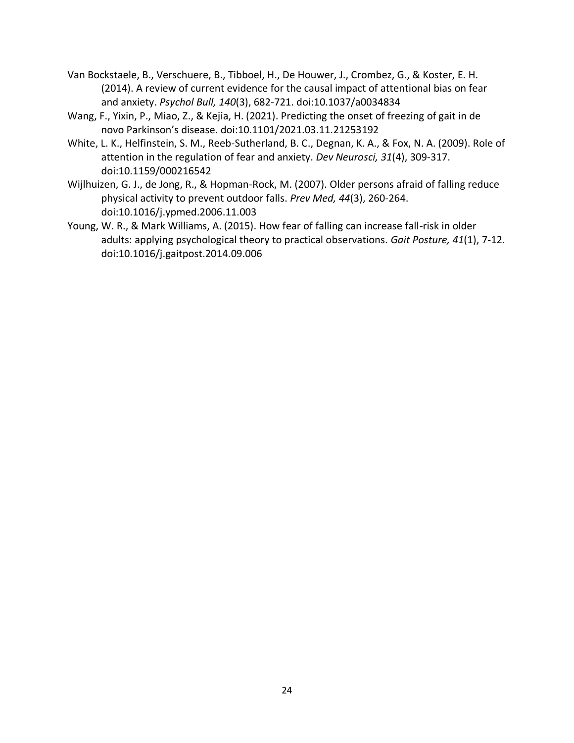Van Bockstaele, B., Verschuere, B., Tibboel, H., De Houwer, J., Crombez, G., & Koster, E. H. (2014). A review of current evidence for the causal impact of attentional bias on fear and anxiety. *Psychol Bull, 140*(3), 682-721. doi:10.1037/a0034834

Wang, F., Yixin, P., Miao, Z., & Kejia, H. (2021). Predicting the onset of freezing of gait in de novo Parkinson's disease. doi:10.1101/2021.03.11.21253192

White, L. K., Helfinstein, S. M., Reeb-Sutherland, B. C., Degnan, K. A., & Fox, N. A. (2009). Role of attention in the regulation of fear and anxiety. *Dev Neurosci, 31*(4), 309-317. doi:10.1159/000216542

Wijlhuizen, G. J., de Jong, R., & Hopman-Rock, M. (2007). Older persons afraid of falling reduce physical activity to prevent outdoor falls. *Prev Med, 44*(3), 260-264. doi:10.1016/j.ypmed.2006.11.003

Young, W. R., & Mark Williams, A. (2015). How fear of falling can increase fall-risk in older adults: applying psychological theory to practical observations. *Gait Posture, 41*(1), 7-12. doi:10.1016/j.gaitpost.2014.09.006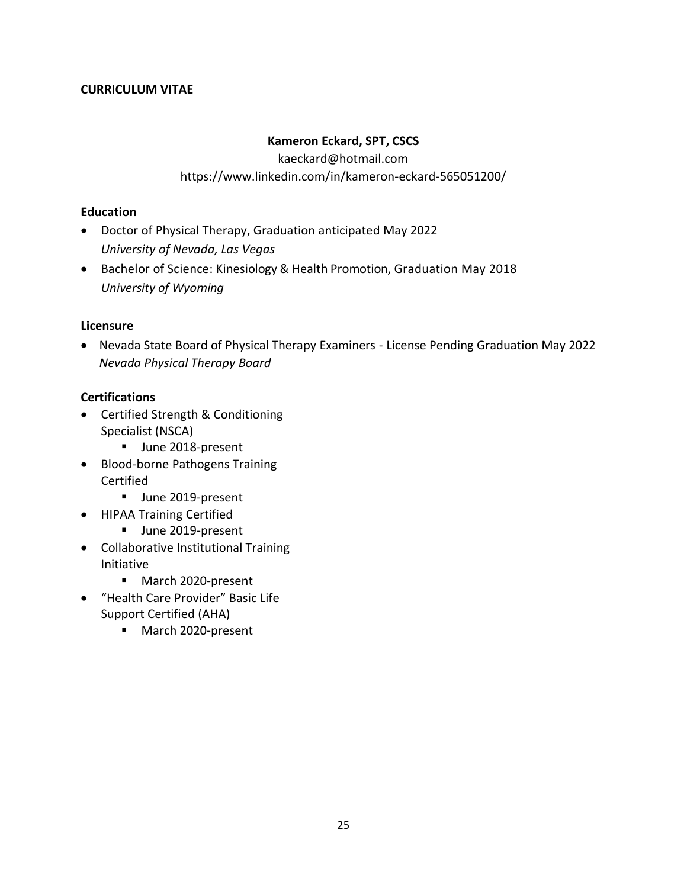**CURRICULUM VITAE**

**Kameron Eckard, SPT, CSCS**

kaeckard@hotmail.com

https://www.linkedin.com/in/kameron-eckard-565051200/

**Education**

- Doctor of Physical Therapy, Graduation anticipated May 2022
  *University of Nevada, Las Vegas*
- Bachelor of Science: Kinesiology & Health Promotion, Graduation May 2018
  *University of Wyoming*

**Licensure**

- Nevada State Board of Physical Therapy Examiners - License Pending Graduation May 2022
  *Nevada Physical Therapy Board*

**Certifications**

- Certified Strength & Conditioning Specialist (NSCA)
  - June 2018-present
- Blood-borne Pathogens Training Certified
  - June 2019-present
- HIPAA Training Certified
  - June 2019-present
- Collaborative Institutional Training Initiative
  - March 2020-present
- "Health Care Provider" Basic Life Support Certified (AHA)
  - March 2020-present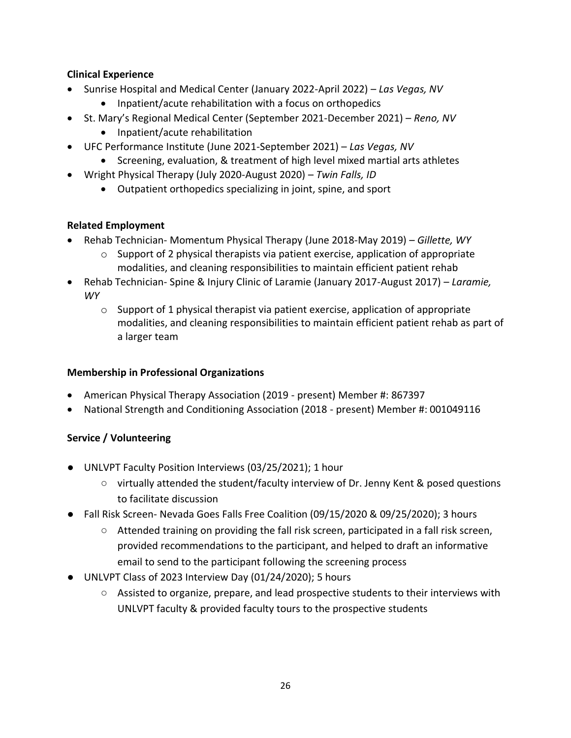**Clinical Experience**

- Sunrise Hospital and Medical Center (January 2022-April 2022) – *Las Vegas, NV*
    - Inpatient/acute rehabilitation with a focus on orthopedics
- St. Mary's Regional Medical Center (September 2021-December 2021) – *Reno, NV*
    - Inpatient/acute rehabilitation
- UFC Performance Institute (June 2021-September 2021) – *Las Vegas, NV*
    - Screening, evaluation, & treatment of high level mixed martial arts athletes
- Wright Physical Therapy (July 2020-August 2020) – *Twin Falls, ID*
    - Outpatient orthopedics specializing in joint, spine, and sport

**Related Employment**

- Rehab Technician- Momentum Physical Therapy (June 2018-May 2019) – *Gillette, WY*
    - Support of 2 physical therapists via patient exercise, application of appropriate modalities, and cleaning responsibilities to maintain efficient patient rehab
- Rehab Technician- Spine & Injury Clinic of Laramie (January 2017-August 2017) – *Laramie, WY*
    - Support of 1 physical therapist via patient exercise, application of appropriate modalities, and cleaning responsibilities to maintain efficient patient rehab as part of a larger team

**Membership in Professional Organizations**

- American Physical Therapy Association (2019 - present) Member #: 867397
- National Strength and Conditioning Association (2018 - present) Member #: 001049116

**Service / Volunteering**

- UNLVPT Faculty Position Interviews (03/25/2021); 1 hour
    - virtually attended the student/faculty interview of Dr. Jenny Kent & posed questions to facilitate discussion
- Fall Risk Screen- Nevada Goes Falls Free Coalition (09/15/2020 & 09/25/2020); 3 hours
    - Attended training on providing the fall risk screen, participated in a fall risk screen, provided recommendations to the participant, and helped to draft an informative email to send to the participant following the screening process
- UNLVPT Class of 2023 Interview Day (01/24/2020); 5 hours
    - Assisted to organize, prepare, and lead prospective students to their interviews with UNLVPT faculty & provided faculty tours to the prospective students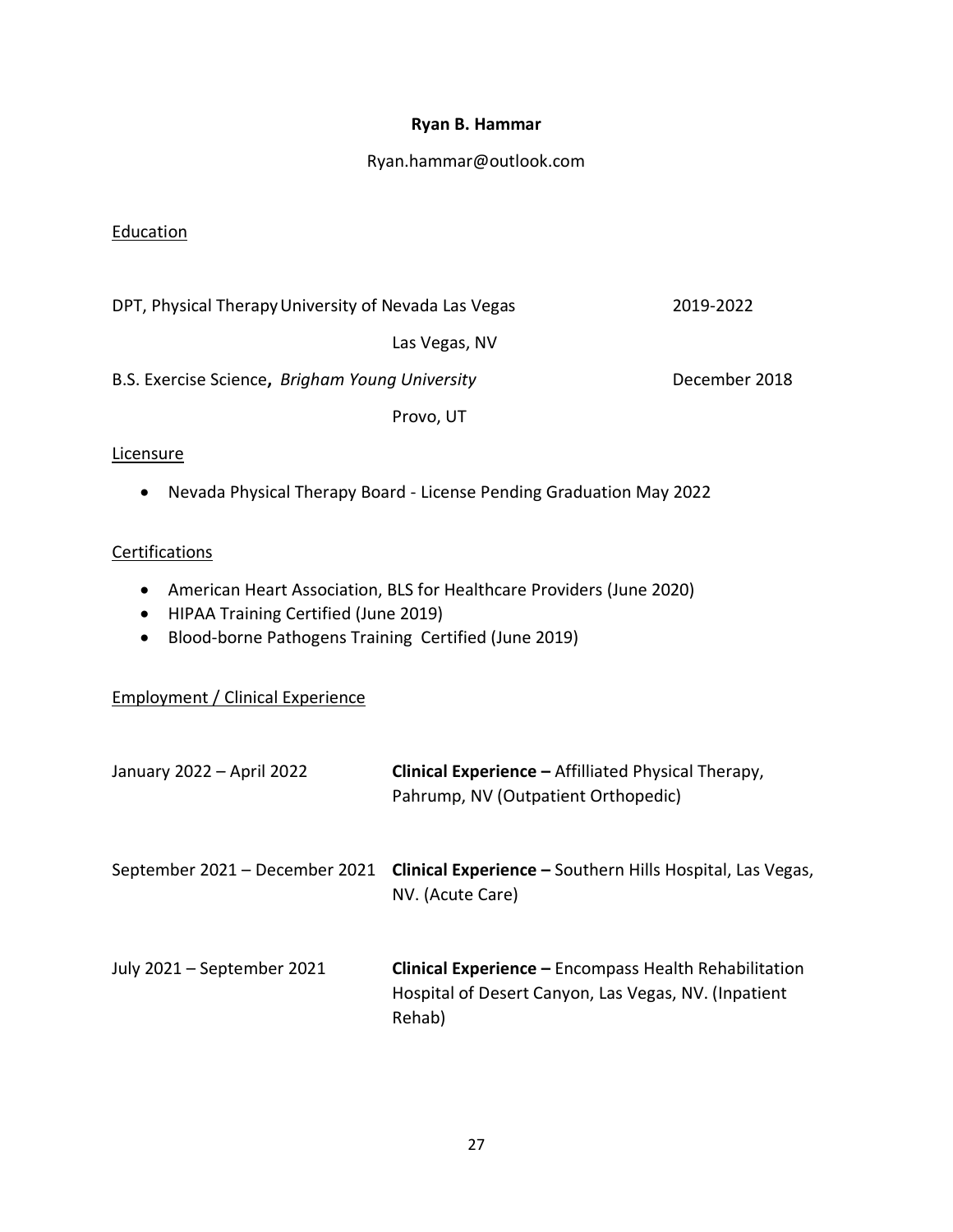**Ryan B. Hammar**

Ryan.hammar@outlook.com

## Education

DPT, Physical Therapy University of Nevada Las Vegas 2019-2022

Las Vegas, NV

B.S. Exercise Science, *Brigham Young University* December 2018

Provo, UT

## Licensure

- Nevada Physical Therapy Board - License Pending Graduation May 2022

## Certifications

- American Heart Association, BLS for Healthcare Providers (June 2020)
- HIPAA Training Certified (June 2019)
- Blood-borne Pathogens Training Certified (June 2019)

## Employment / Clinical Experience

| | |
|---|---|
| January 2022 – April 2022 | **Clinical Experience –** Affilliated Physical Therapy, Pahrump, NV (Outpatient Orthopedic) |
| September 2021 – December 2021 | **Clinical Experience –** Southern Hills Hospital, Las Vegas, NV. (Acute Care) |
| July 2021 – September 2021 | **Clinical Experience –** Encompass Health Rehabilitation Hospital of Desert Canyon, Las Vegas, NV. (Inpatient Rehab) |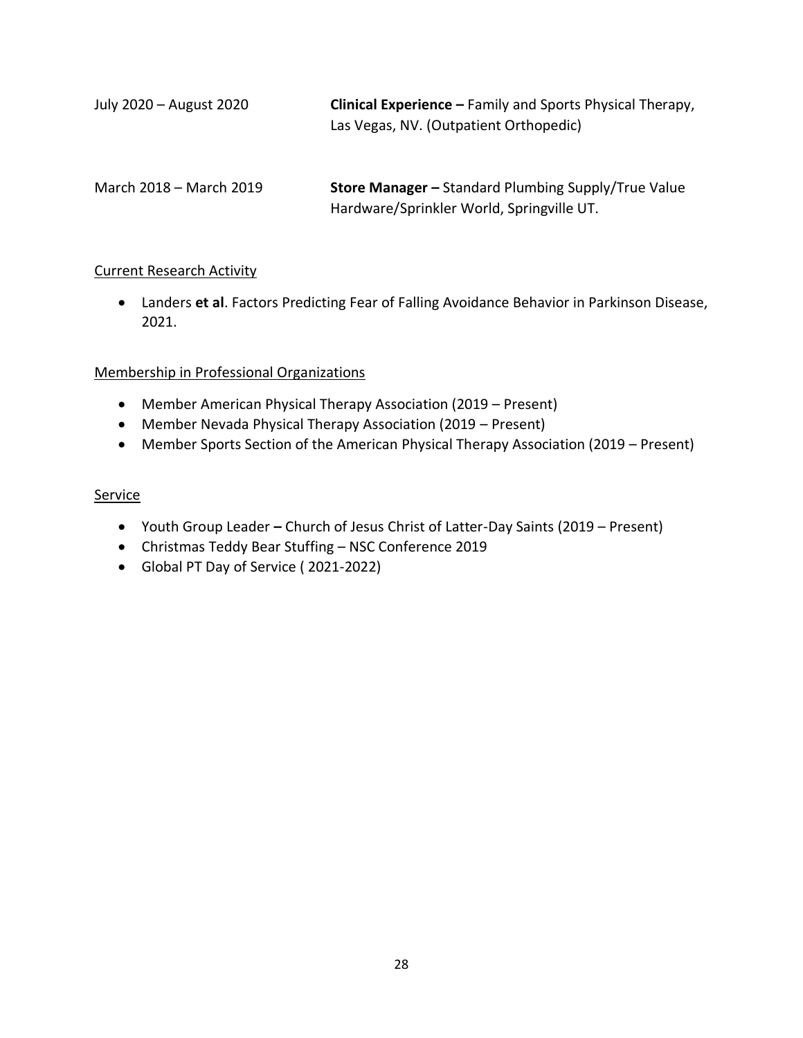July 2020 – August 2020 **Clinical Experience –** Family and Sports Physical Therapy, Las Vegas, NV. (Outpatient Orthopedic)

March 2018 – March 2019 **Store Manager –** Standard Plumbing Supply/True Value Hardware/Sprinkler World, Springville UT.

<u>Current Research Activity</u>

- Landers **et al**. Factors Predicting Fear of Falling Avoidance Behavior in Parkinson Disease, 2021.

<u>Membership in Professional Organizations</u>

- Member American Physical Therapy Association (2019 – Present)
- Member Nevada Physical Therapy Association (2019 – Present)
- Member Sports Section of the American Physical Therapy Association (2019 – Present)

<u>Service</u>

- Youth Group Leader **–** Church of Jesus Christ of Latter-Day Saints (2019 – Present)
- Christmas Teddy Bear Stuffing – NSC Conference 2019
- Global PT Day of Service ( 2021-2022)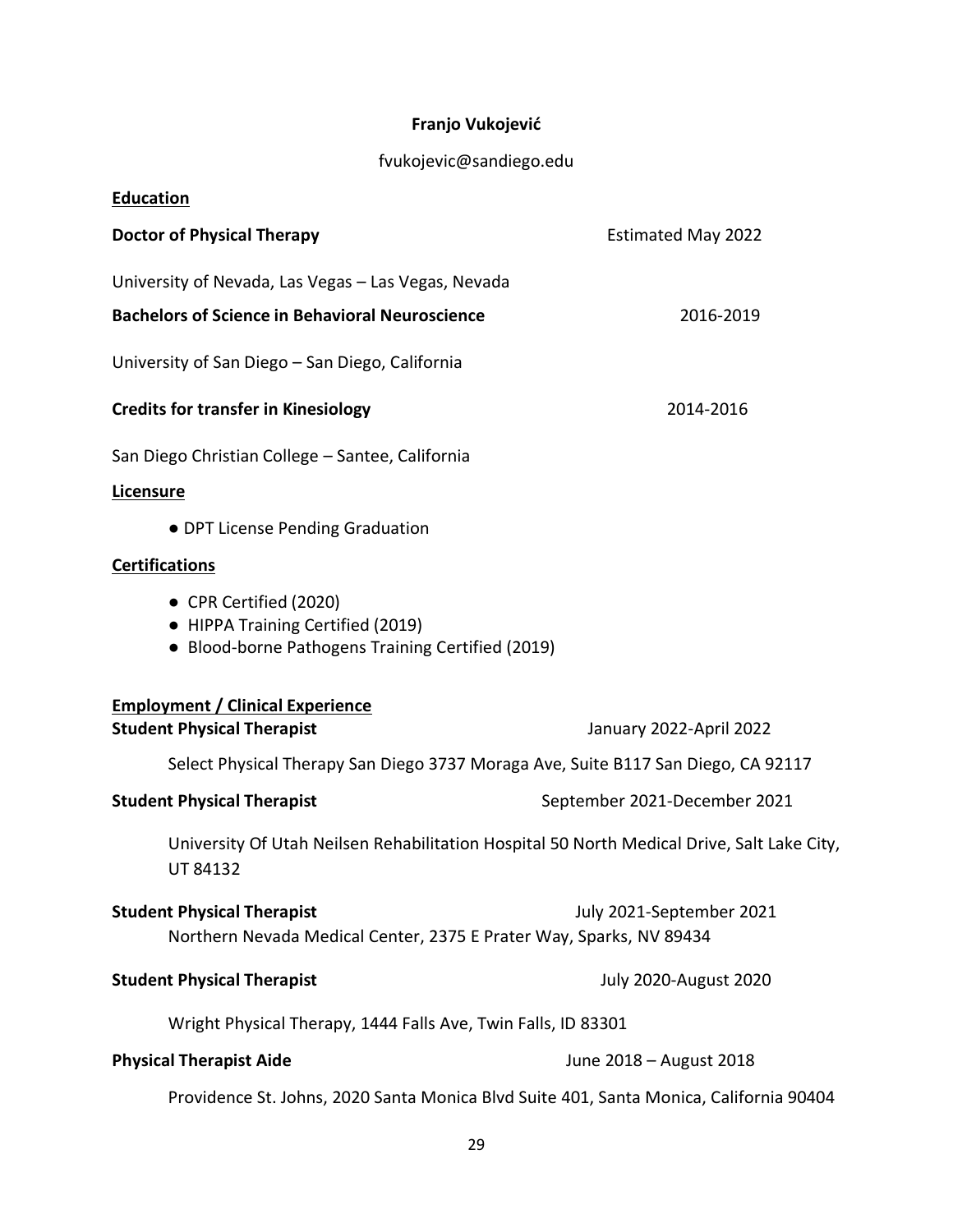**Franjo Vukojević**

fvukojevic@sandiego.edu

**Education**

**Doctor of Physical Therapy** Estimated May 2022

University of Nevada, Las Vegas – Las Vegas, Nevada

**Bachelors of Science in Behavioral Neuroscience** 2016-2019

University of San Diego – San Diego, California

**Credits for transfer in Kinesiology** 2014-2016

San Diego Christian College – Santee, California

**Licensure**

- DPT License Pending Graduation

**Certifications**

- CPR Certified (2020)
- HIPPA Training Certified (2019)
- Blood-borne Pathogens Training Certified (2019)

**Employment / Clinical Experience**

**Student Physical Therapist** January 2022-April 2022

Select Physical Therapy San Diego 3737 Moraga Ave, Suite B117 San Diego, CA 92117

**Student Physical Therapist** September 2021-December 2021

University Of Utah Neilsen Rehabilitation Hospital 50 North Medical Drive, Salt Lake City, UT 84132

**Student Physical Therapist** July 2021-September 2021

Northern Nevada Medical Center, 2375 E Prater Way, Sparks, NV 89434

**Student Physical Therapist** July 2020-August 2020

Wright Physical Therapy, 1444 Falls Ave, Twin Falls, ID 83301

**Physical Therapist Aide** June 2018 – August 2018

Providence St. Johns, 2020 Santa Monica Blvd Suite 401, Santa Monica, California 90404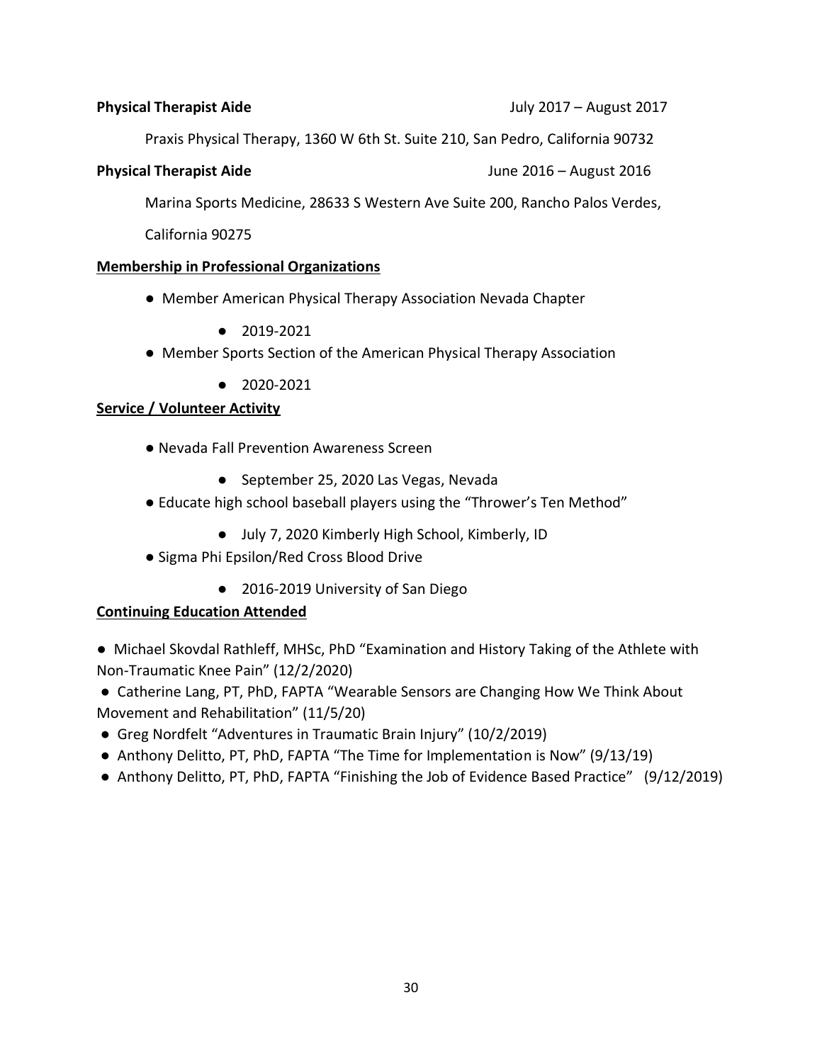**Physical Therapist Aide** July 2017 – August 2017

Praxis Physical Therapy, 1360 W 6th St. Suite 210, San Pedro, California 90732

**Physical Therapist Aide** June 2016 – August 2016

Marina Sports Medicine, 28633 S Western Ave Suite 200, Rancho Palos Verdes, California 90275

## Membership in Professional Organizations

- Member American Physical Therapy Association Nevada Chapter
  - 2019-2021
- Member Sports Section of the American Physical Therapy Association
  - 2020-2021

## Service / Volunteer Activity

- Nevada Fall Prevention Awareness Screen
  - September 25, 2020 Las Vegas, Nevada
- Educate high school baseball players using the "Thrower's Ten Method"
  - July 7, 2020 Kimberly High School, Kimberly, ID
- Sigma Phi Epsilon/Red Cross Blood Drive
  - 2016-2019 University of San Diego

## Continuing Education Attended

- Michael Skovdal Rathleff, MHSc, PhD "Examination and History Taking of the Athlete with Non-Traumatic Knee Pain" (12/2/2020)
- Catherine Lang, PT, PhD, FAPTA "Wearable Sensors are Changing How We Think About Movement and Rehabilitation" (11/5/20)
- Greg Nordfelt "Adventures in Traumatic Brain Injury" (10/2/2019)
- Anthony Delitto, PT, PhD, FAPTA "The Time for Implementation is Now" (9/13/19)
- Anthony Delitto, PT, PhD, FAPTA "Finishing the Job of Evidence Based Practice" (9/12/2019)